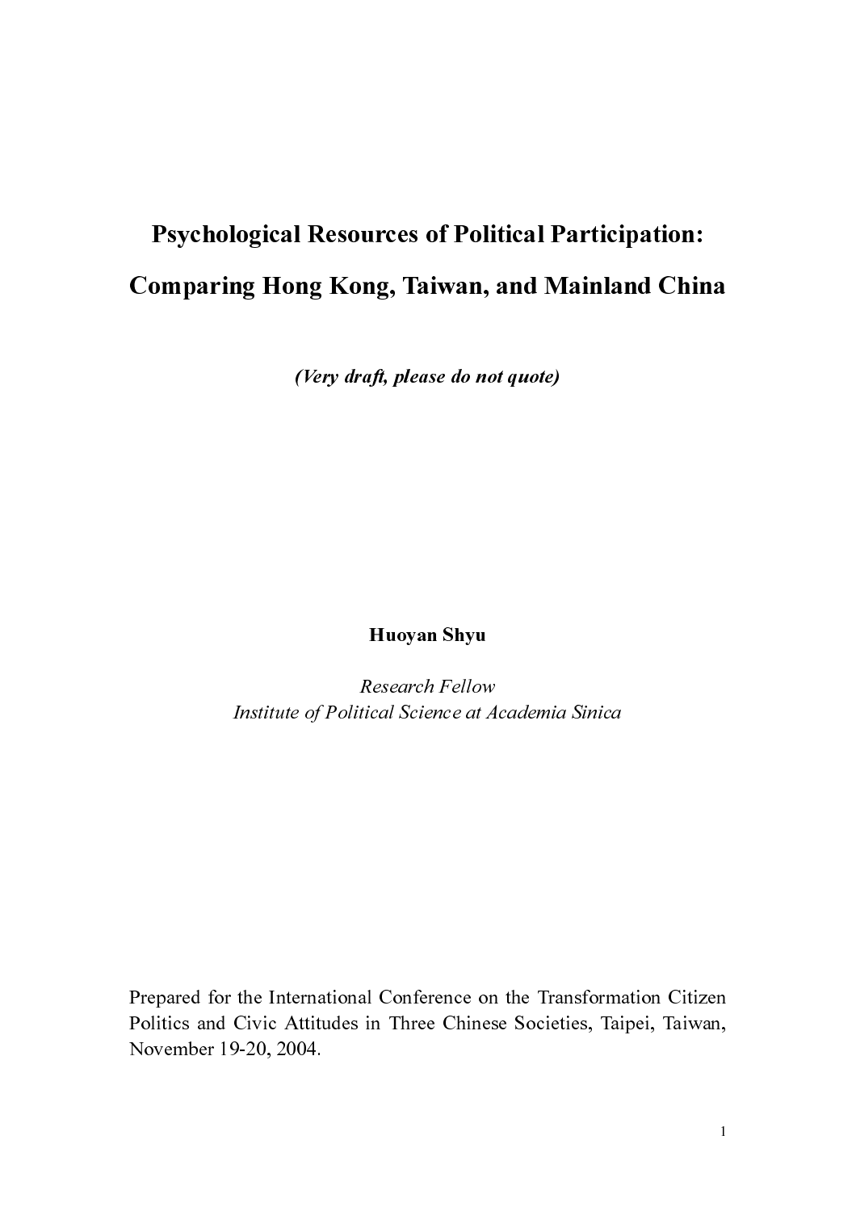# Psychological Resources of Political Participation: Comparing Hong Kong, Taiwan, and Mainland China

***(Very draft, please do not quote)***

**Huoyan Shyu**

*Research Fellow*
*Institute of Political Science at Academia Sinica*

Prepared for the International Conference on the Transformation Citizen Politics and Civic Attitudes in Three Chinese Societies, Taipei, Taiwan, November 19-20, 2004.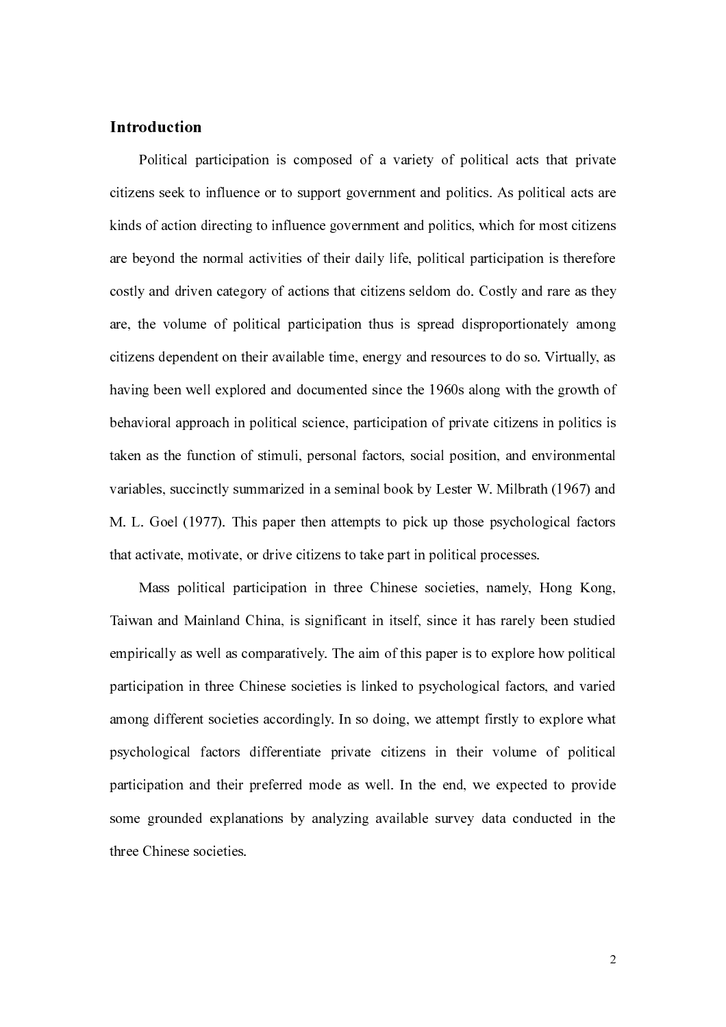## Introduction

Political participation is composed of a variety of political acts that private citizens seek to influence or to support government and politics. As political acts are kinds of action directing to influence government and politics, which for most citizens are beyond the normal activities of their daily life, political participation is therefore costly and driven category of actions that citizens seldom do. Costly and rare as they are, the volume of political participation thus is spread disproportionately among citizens dependent on their available time, energy and resources to do so. Virtually, as having been well explored and documented since the 1960s along with the growth of behavioral approach in political science, participation of private citizens in politics is taken as the function of stimuli, personal factors, social position, and environmental variables, succinctly summarized in a seminal book by Lester W. Milbrath (1967) and M. L. Goel (1977). This paper then attempts to pick up those psychological factors that activate, motivate, or drive citizens to take part in political processes.

Mass political participation in three Chinese societies, namely, Hong Kong, Taiwan and Mainland China, is significant in itself, since it has rarely been studied empirically as well as comparatively. The aim of this paper is to explore how political participation in three Chinese societies is linked to psychological factors, and varied among different societies accordingly. In so doing, we attempt firstly to explore what psychological factors differentiate private citizens in their volume of political participation and their preferred mode as well. In the end, we expected to provide some grounded explanations by analyzing available survey data conducted in the three Chinese societies.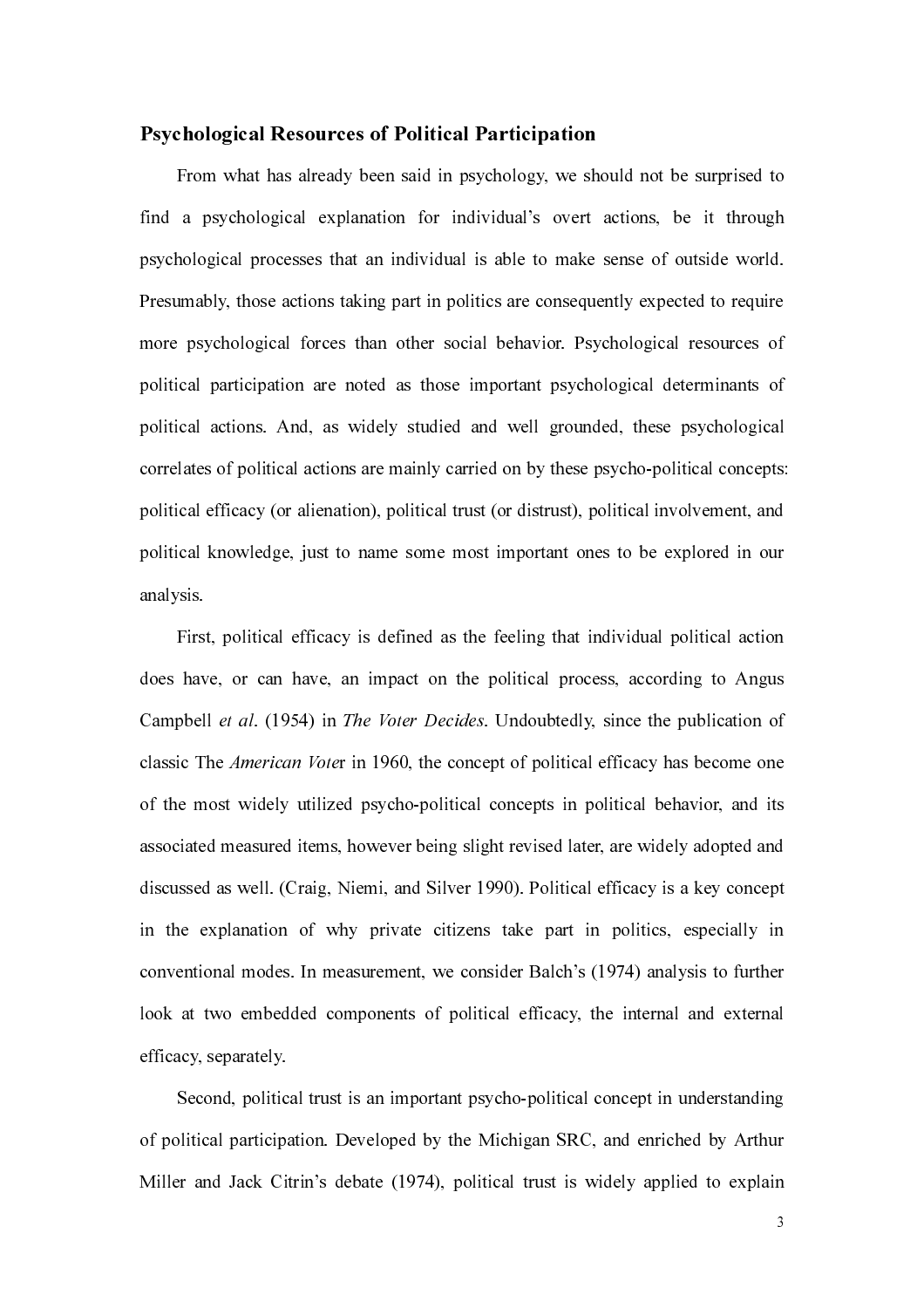**Psychological Resources of Political Participation**

From what has already been said in psychology, we should not be surprised to find a psychological explanation for individual's overt actions, be it through psychological processes that an individual is able to make sense of outside world. Presumably, those actions taking part in politics are consequently expected to require more psychological forces than other social behavior. Psychological resources of political participation are noted as those important psychological determinants of political actions. And, as widely studied and well grounded, these psychological correlates of political actions are mainly carried on by these psycho-political concepts: political efficacy (or alienation), political trust (or distrust), political involvement, and political knowledge, just to name some most important ones to be explored in our analysis.

First, political efficacy is defined as the feeling that individual political action does have, or can have, an impact on the political process, according to Angus Campbell *et al*. (1954) in *The Voter Decides*. Undoubtedly, since the publication of classic The *American Vote*r in 1960, the concept of political efficacy has become one of the most widely utilized psycho-political concepts in political behavior, and its associated measured items, however being slight revised later, are widely adopted and discussed as well. (Craig, Niemi, and Silver 1990). Political efficacy is a key concept in the explanation of why private citizens take part in politics, especially in conventional modes. In measurement, we consider Balch's (1974) analysis to further look at two embedded components of political efficacy, the internal and external efficacy, separately.

Second, political trust is an important psycho-political concept in understanding of political participation. Developed by the Michigan SRC, and enriched by Arthur Miller and Jack Citrin's debate (1974), political trust is widely applied to explain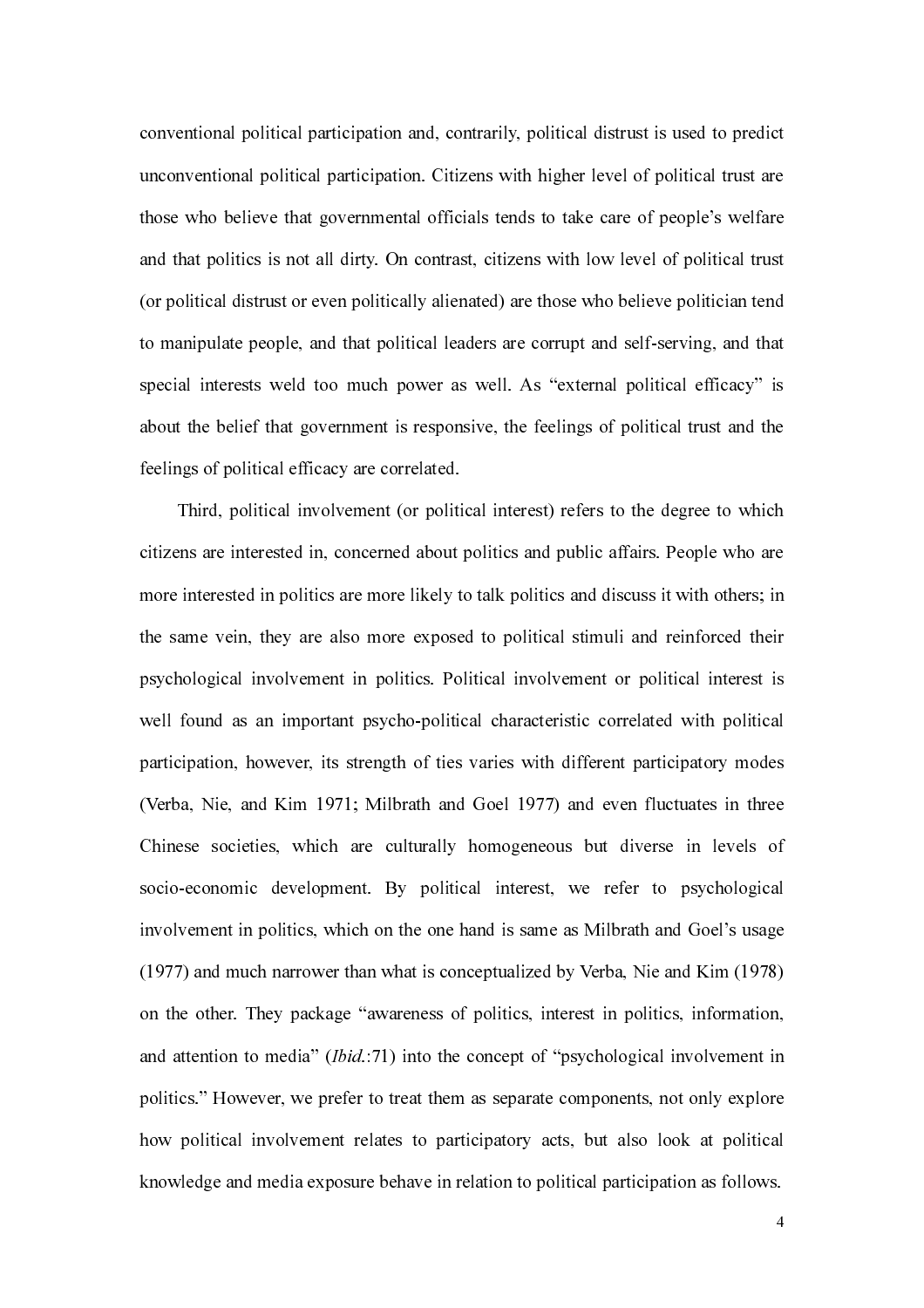conventional political participation and, contrarily, political distrust is used to predict unconventional political participation. Citizens with higher level of political trust are those who believe that governmental officials tends to take care of people's welfare and that politics is not all dirty. On contrast, citizens with low level of political trust (or political distrust or even politically alienated) are those who believe politician tend to manipulate people, and that political leaders are corrupt and self-serving, and that special interests weld too much power as well. As "external political efficacy" is about the belief that government is responsive, the feelings of political trust and the feelings of political efficacy are correlated.

Third, political involvement (or political interest) refers to the degree to which citizens are interested in, concerned about politics and public affairs. People who are more interested in politics are more likely to talk politics and discuss it with others; in the same vein, they are also more exposed to political stimuli and reinforced their psychological involvement in politics. Political involvement or political interest is well found as an important psycho-political characteristic correlated with political participation, however, its strength of ties varies with different participatory modes (Verba, Nie, and Kim 1971; Milbrath and Goel 1977) and even fluctuates in three Chinese societies, which are culturally homogeneous but diverse in levels of socio-economic development. By political interest, we refer to psychological involvement in politics, which on the one hand is same as Milbrath and Goel's usage (1977) and much narrower than what is conceptualized by Verba, Nie and Kim (1978) on the other. They package "awareness of politics, interest in politics, information, and attention to media" (*Ibid.*:71) into the concept of "psychological involvement in politics." However, we prefer to treat them as separate components, not only explore how political involvement relates to participatory acts, but also look at political knowledge and media exposure behave in relation to political participation as follows.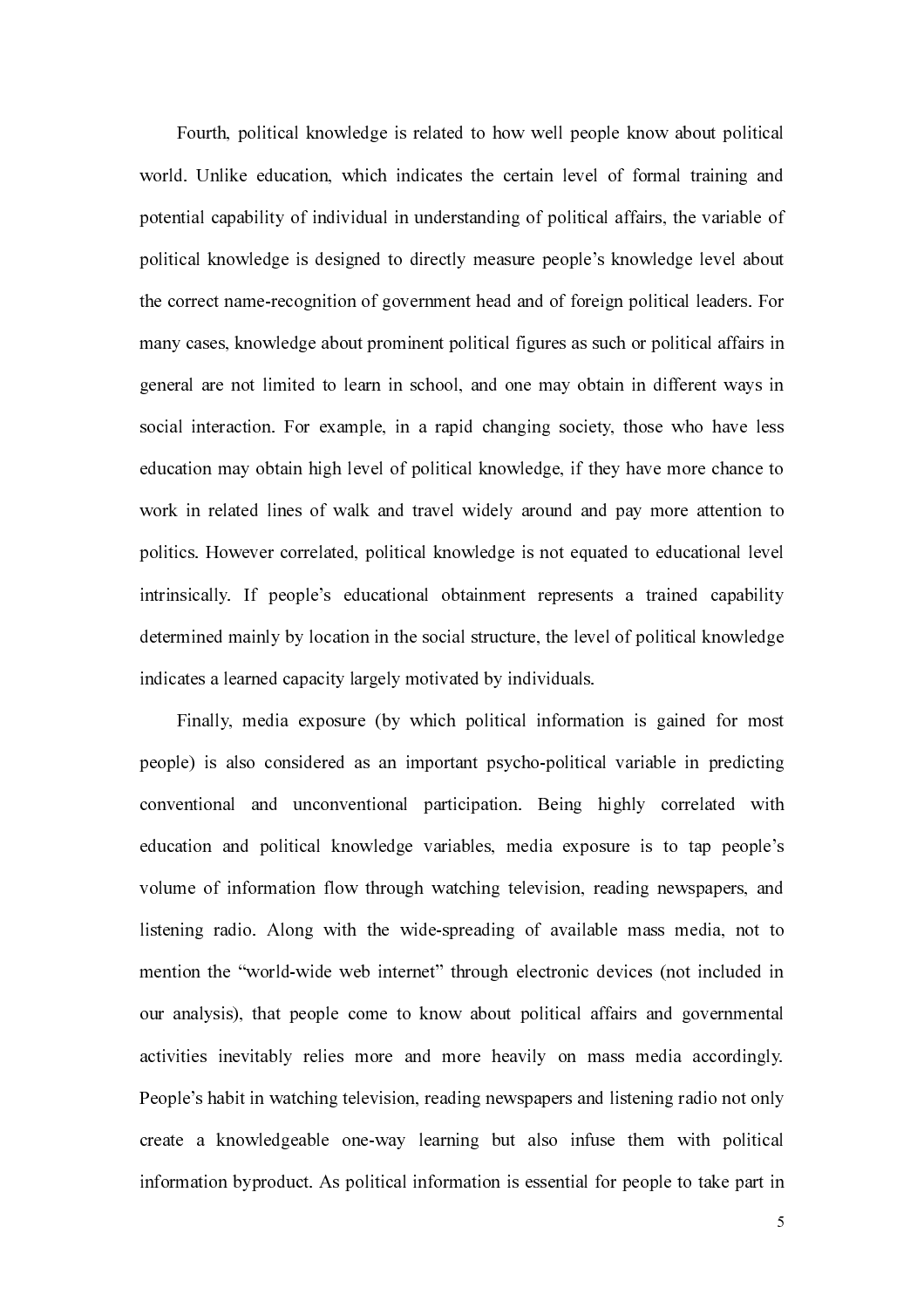Fourth, political knowledge is related to how well people know about political world. Unlike education, which indicates the certain level of formal training and potential capability of individual in understanding of political affairs, the variable of political knowledge is designed to directly measure people's knowledge level about the correct name-recognition of government head and of foreign political leaders. For many cases, knowledge about prominent political figures as such or political affairs in general are not limited to learn in school, and one may obtain in different ways in social interaction. For example, in a rapid changing society, those who have less education may obtain high level of political knowledge, if they have more chance to work in related lines of walk and travel widely around and pay more attention to politics. However correlated, political knowledge is not equated to educational level intrinsically. If people's educational obtainment represents a trained capability determined mainly by location in the social structure, the level of political knowledge indicates a learned capacity largely motivated by individuals.

Finally, media exposure (by which political information is gained for most people) is also considered as an important psycho-political variable in predicting conventional and unconventional participation. Being highly correlated with education and political knowledge variables, media exposure is to tap people's volume of information flow through watching television, reading newspapers, and listening radio. Along with the wide-spreading of available mass media, not to mention the "world-wide web internet" through electronic devices (not included in our analysis), that people come to know about political affairs and governmental activities inevitably relies more and more heavily on mass media accordingly. People's habit in watching television, reading newspapers and listening radio not only create a knowledgeable one-way learning but also infuse them with political information byproduct. As political information is essential for people to take part in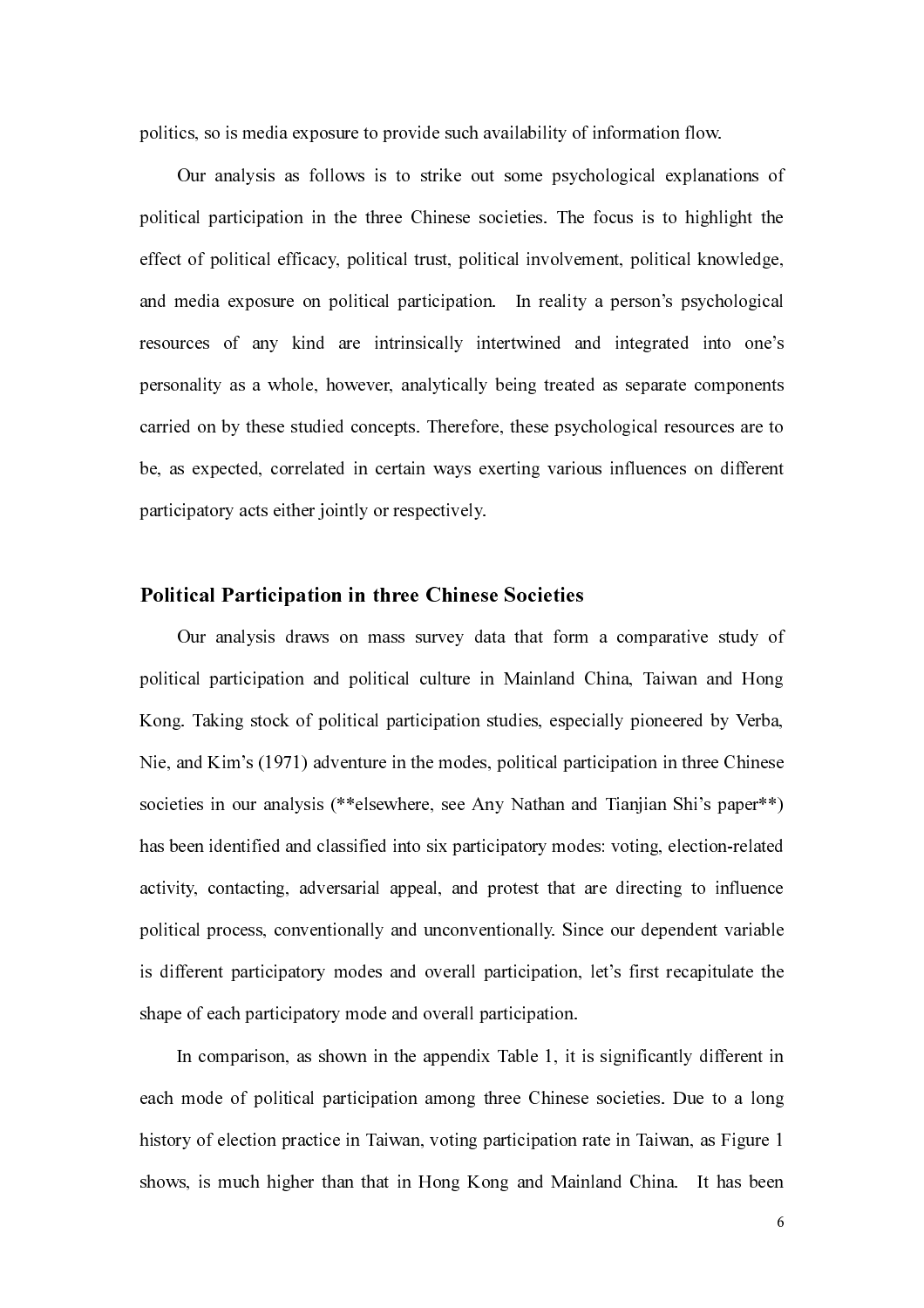politics, so is media exposure to provide such availability of information flow.

Our analysis as follows is to strike out some psychological explanations of political participation in the three Chinese societies. The focus is to highlight the effect of political efficacy, political trust, political involvement, political knowledge, and media exposure on political participation. In reality a person's psychological resources of any kind are intrinsically intertwined and integrated into one's personality as a whole, however, analytically being treated as separate components carried on by these studied concepts. Therefore, these psychological resources are to be, as expected, correlated in certain ways exerting various influences on different participatory acts either jointly or respectively.

## Political Participation in three Chinese Societies

Our analysis draws on mass survey data that form a comparative study of political participation and political culture in Mainland China, Taiwan and Hong Kong. Taking stock of political participation studies, especially pioneered by Verba, Nie, and Kim's (1971) adventure in the modes, political participation in three Chinese societies in our analysis (**elsewhere, see Any Nathan and Tianjian Shi's paper**) has been identified and classified into six participatory modes: voting, election-related activity, contacting, adversarial appeal, and protest that are directing to influence political process, conventionally and unconventionally. Since our dependent variable is different participatory modes and overall participation, let's first recapitulate the shape of each participatory mode and overall participation.

In comparison, as shown in the appendix Table 1, it is significantly different in each mode of political participation among three Chinese societies. Due to a long history of election practice in Taiwan, voting participation rate in Taiwan, as Figure 1 shows, is much higher than that in Hong Kong and Mainland China. It has been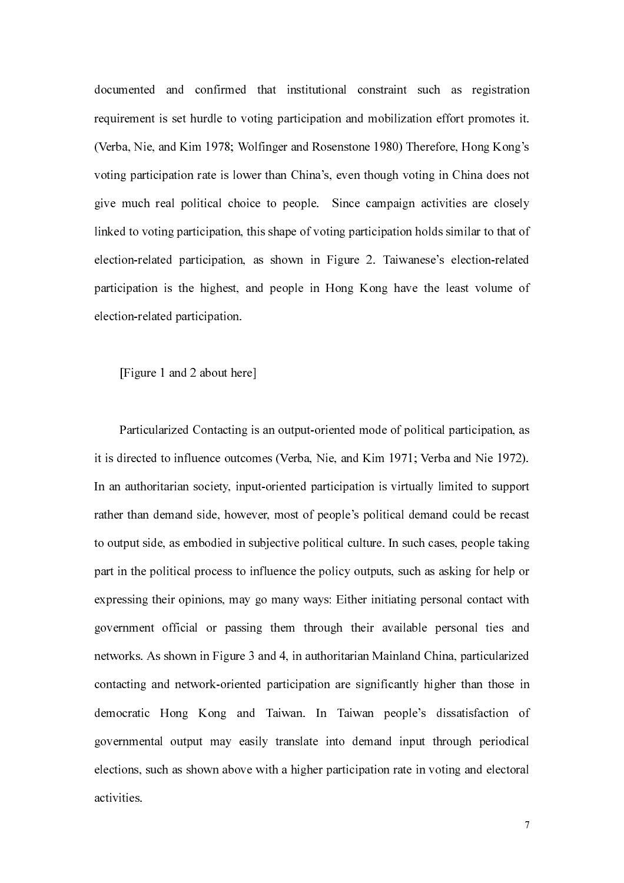documented and confirmed that institutional constraint such as registration requirement is set hurdle to voting participation and mobilization effort promotes it. (Verba, Nie, and Kim 1978; Wolfinger and Rosenstone 1980) Therefore, Hong Kong's voting participation rate is lower than China's, even though voting in China does not give much real political choice to people. Since campaign activities are closely linked to voting participation, this shape of voting participation holds similar to that of election-related participation, as shown in Figure 2. Taiwanese's election-related participation is the highest, and people in Hong Kong have the least volume of election-related participation.

[Figure 1 and 2 about here]

Particularized Contacting is an output-oriented mode of political participation, as it is directed to influence outcomes (Verba, Nie, and Kim 1971; Verba and Nie 1972). In an authoritarian society, input-oriented participation is virtually limited to support rather than demand side, however, most of people's political demand could be recast to output side, as embodied in subjective political culture. In such cases, people taking part in the political process to influence the policy outputs, such as asking for help or expressing their opinions, may go many ways: Either initiating personal contact with government official or passing them through their available personal ties and networks. As shown in Figure 3 and 4, in authoritarian Mainland China, particularized contacting and network-oriented participation are significantly higher than those in democratic Hong Kong and Taiwan. In Taiwan people's dissatisfaction of governmental output may easily translate into demand input through periodical elections, such as shown above with a higher participation rate in voting and electoral activities.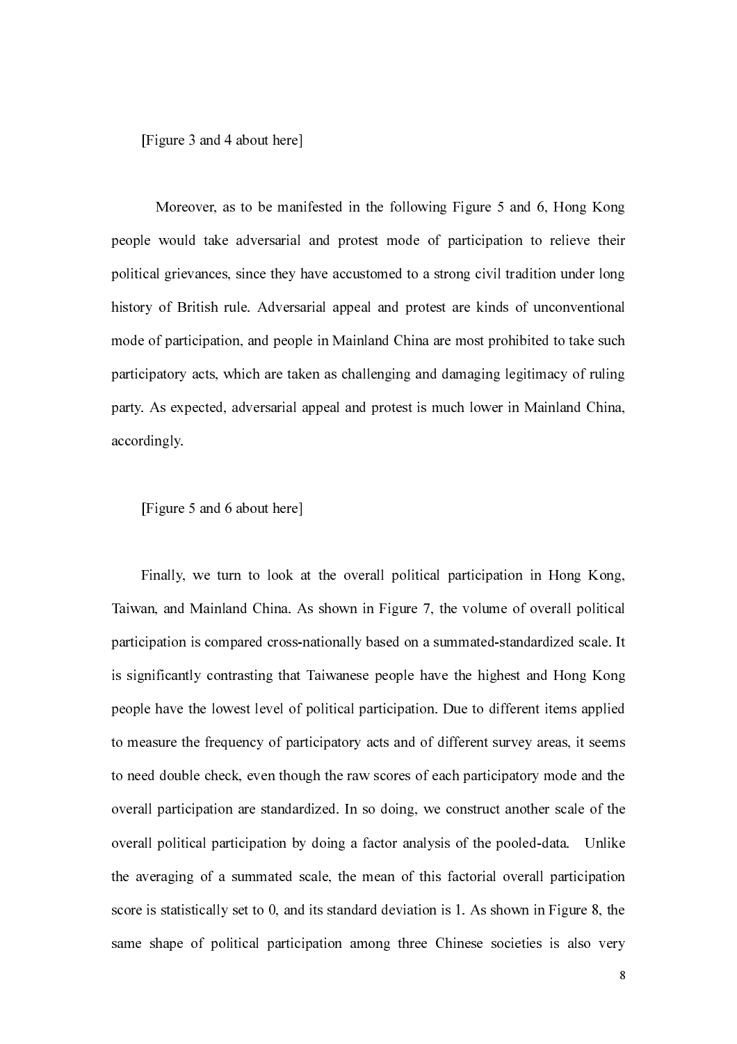[Figure 3 and 4 about here]

Moreover, as to be manifested in the following Figure 5 and 6, Hong Kong people would take adversarial and protest mode of participation to relieve their political grievances, since they have accustomed to a strong civil tradition under long history of British rule. Adversarial appeal and protest are kinds of unconventional mode of participation, and people in Mainland China are most prohibited to take such participatory acts, which are taken as challenging and damaging legitimacy of ruling party. As expected, adversarial appeal and protest is much lower in Mainland China, accordingly.

[Figure 5 and 6 about here]

Finally, we turn to look at the overall political participation in Hong Kong, Taiwan, and Mainland China. As shown in Figure 7, the volume of overall political participation is compared cross-nationally based on a summated-standardized scale. It is significantly contrasting that Taiwanese people have the highest and Hong Kong people have the lowest level of political participation. Due to different items applied to measure the frequency of participatory acts and of different survey areas, it seems to need double check, even though the raw scores of each participatory mode and the overall participation are standardized. In so doing, we construct another scale of the overall political participation by doing a factor analysis of the pooled-data. Unlike the averaging of a summated scale, the mean of this factorial overall participation score is statistically set to 0, and its standard deviation is 1. As shown in Figure 8, the same shape of political participation among three Chinese societies is also very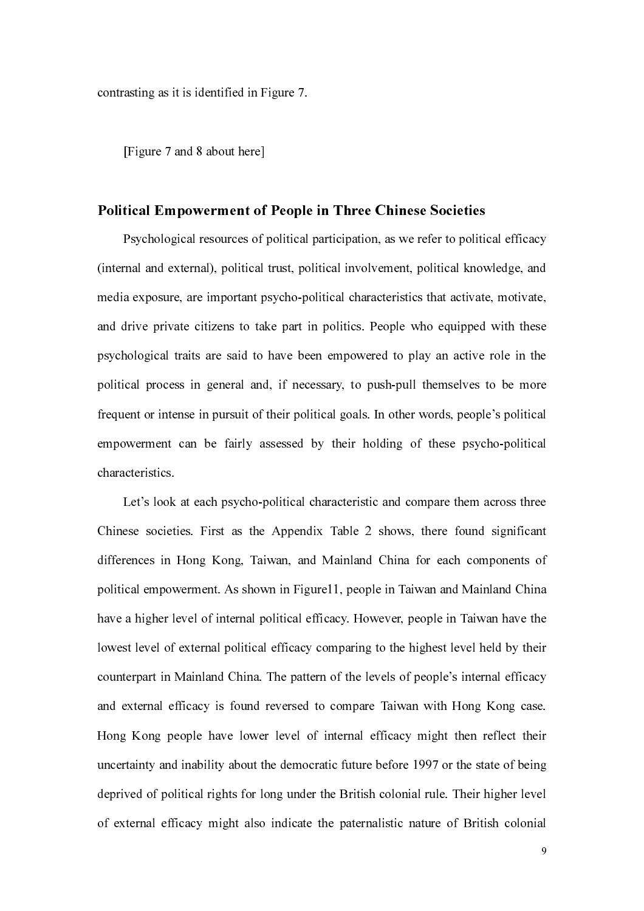contrasting as it is identified in Figure 7.

[Figure 7 and 8 about here]

## Political Empowerment of People in Three Chinese Societies

Psychological resources of political participation, as we refer to political efficacy (internal and external), political trust, political involvement, political knowledge, and media exposure, are important psycho-political characteristics that activate, motivate, and drive private citizens to take part in politics. People who equipped with these psychological traits are said to have been empowered to play an active role in the political process in general and, if necessary, to push-pull themselves to be more frequent or intense in pursuit of their political goals. In other words, people's political empowerment can be fairly assessed by their holding of these psycho-political characteristics.

Let's look at each psycho-political characteristic and compare them across three Chinese societies. First as the Appendix Table 2 shows, there found significant differences in Hong Kong, Taiwan, and Mainland China for each components of political empowerment. As shown in Figure11, people in Taiwan and Mainland China have a higher level of internal political efficacy. However, people in Taiwan have the lowest level of external political efficacy comparing to the highest level held by their counterpart in Mainland China. The pattern of the levels of people's internal efficacy and external efficacy is found reversed to compare Taiwan with Hong Kong case. Hong Kong people have lower level of internal efficacy might then reflect their uncertainty and inability about the democratic future before 1997 or the state of being deprived of political rights for long under the British colonial rule. Their higher level of external efficacy might also indicate the paternalistic nature of British colonial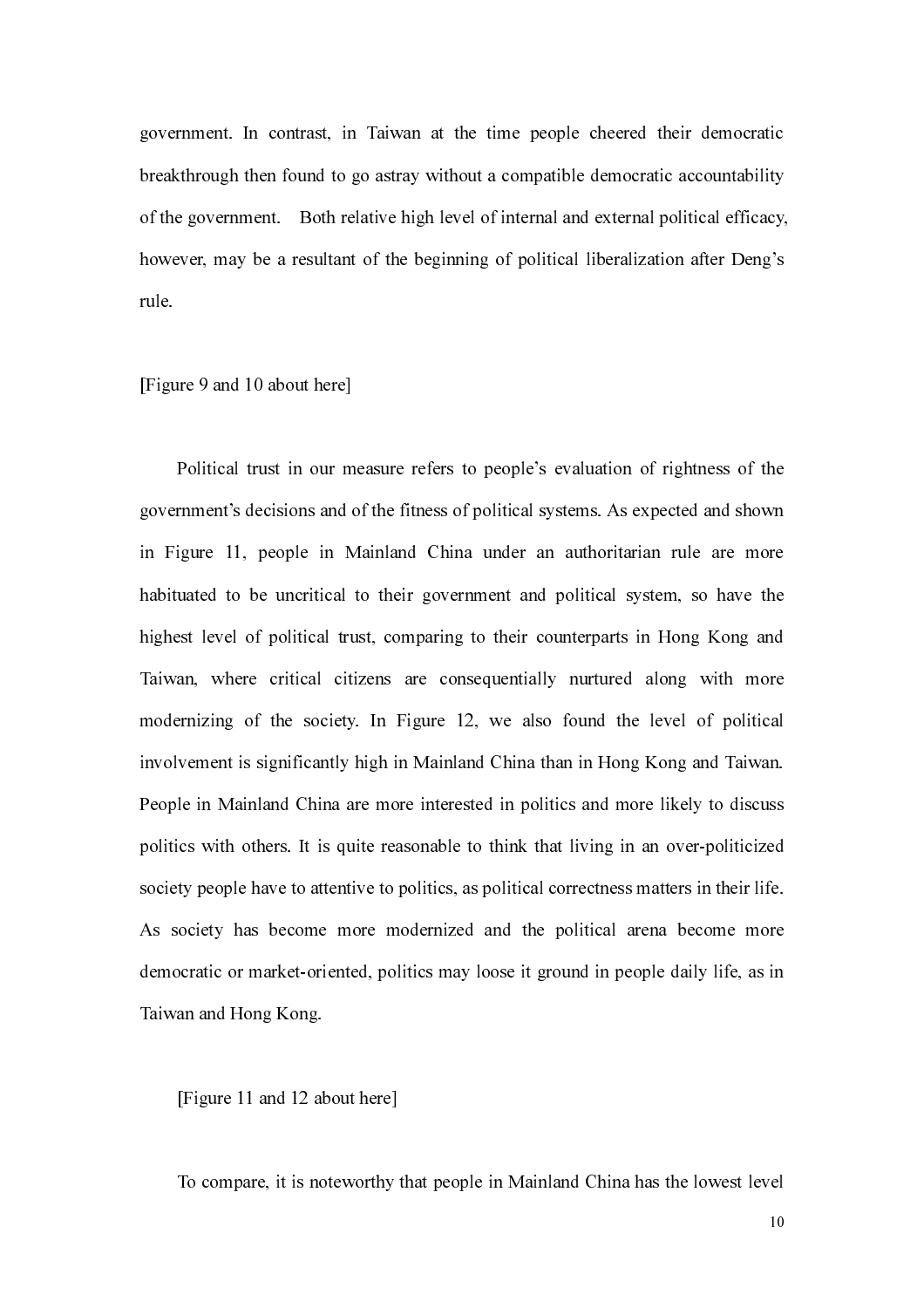government. In contrast, in Taiwan at the time people cheered their democratic breakthrough then found to go astray without a compatible democratic accountability of the government. Both relative high level of internal and external political efficacy, however, may be a resultant of the beginning of political liberalization after Deng's rule.

[Figure 9 and 10 about here]

Political trust in our measure refers to people's evaluation of rightness of the government's decisions and of the fitness of political systems. As expected and shown in Figure 11, people in Mainland China under an authoritarian rule are more habituated to be uncritical to their government and political system, so have the highest level of political trust, comparing to their counterparts in Hong Kong and Taiwan, where critical citizens are consequentially nurtured along with more modernizing of the society. In Figure 12, we also found the level of political involvement is significantly high in Mainland China than in Hong Kong and Taiwan. People in Mainland China are more interested in politics and more likely to discuss politics with others. It is quite reasonable to think that living in an over-politicized society people have to attentive to politics, as political correctness matters in their life. As society has become more modernized and the political arena become more democratic or market-oriented, politics may loose it ground in people daily life, as in Taiwan and Hong Kong.

[Figure 11 and 12 about here]

To compare, it is noteworthy that people in Mainland China has the lowest level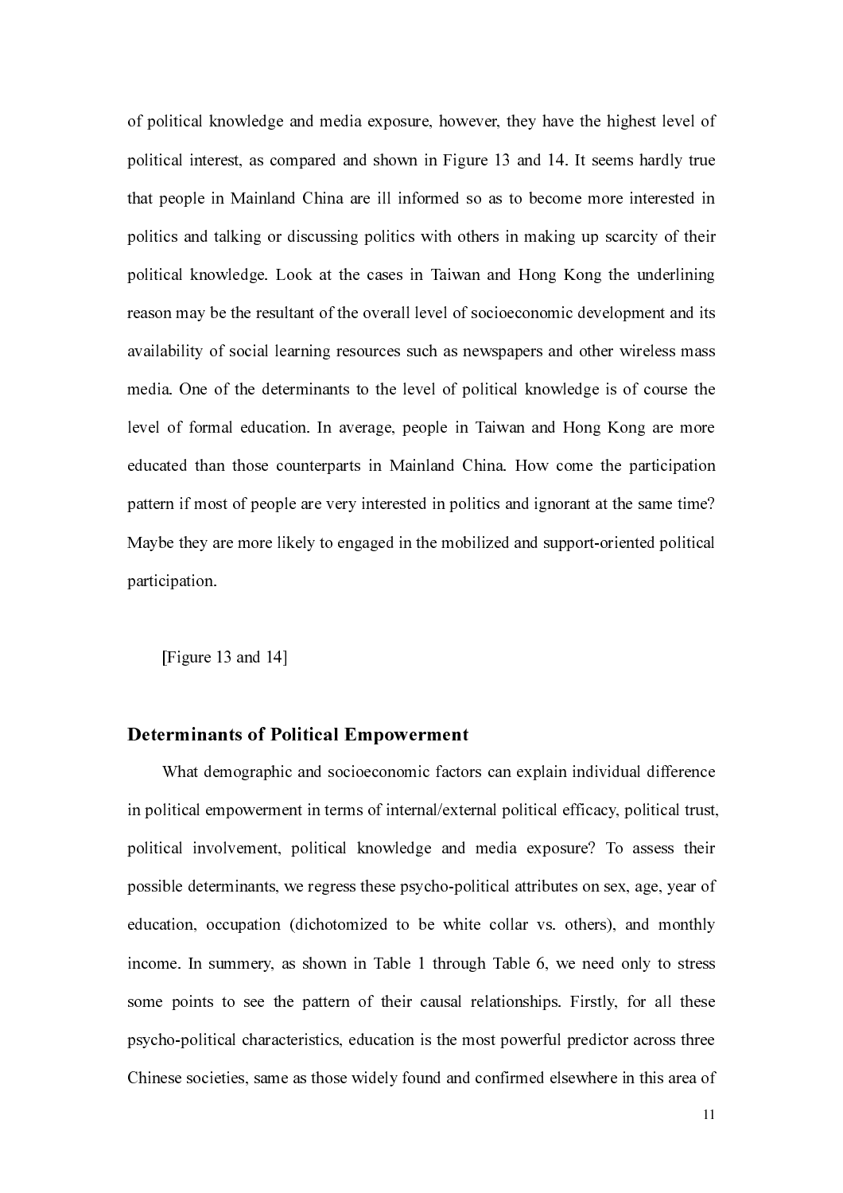of political knowledge and media exposure, however, they have the highest level of political interest, as compared and shown in Figure 13 and 14. It seems hardly true that people in Mainland China are ill informed so as to become more interested in politics and talking or discussing politics with others in making up scarcity of their political knowledge. Look at the cases in Taiwan and Hong Kong the underlining reason may be the resultant of the overall level of socioeconomic development and its availability of social learning resources such as newspapers and other wireless mass media. One of the determinants to the level of political knowledge is of course the level of formal education. In average, people in Taiwan and Hong Kong are more educated than those counterparts in Mainland China. How come the participation pattern if most of people are very interested in politics and ignorant at the same time? Maybe they are more likely to engaged in the mobilized and support-oriented political participation.

[Figure 13 and 14]

## Determinants of Political Empowerment

What demographic and socioeconomic factors can explain individual difference in political empowerment in terms of internal/external political efficacy, political trust, political involvement, political knowledge and media exposure? To assess their possible determinants, we regress these psycho-political attributes on sex, age, year of education, occupation (dichotomized to be white collar vs. others), and monthly income. In summery, as shown in Table 1 through Table 6, we need only to stress some points to see the pattern of their causal relationships. Firstly, for all these psycho-political characteristics, education is the most powerful predictor across three Chinese societies, same as those widely found and confirmed elsewhere in this area of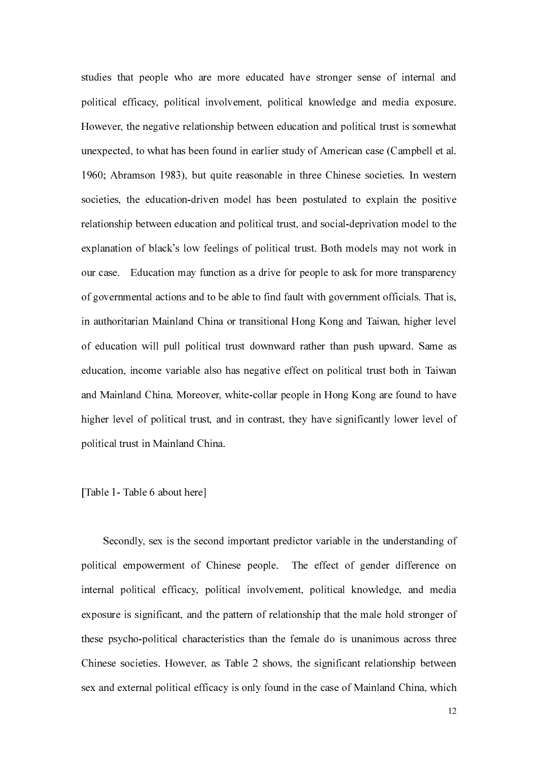studies that people who are more educated have stronger sense of internal and political efficacy, political involvement, political knowledge and media exposure. However, the negative relationship between education and political trust is somewhat unexpected, to what has been found in earlier study of American case (Campbell et al. 1960; Abramson 1983), but quite reasonable in three Chinese societies. In western societies, the education-driven model has been postulated to explain the positive relationship between education and political trust, and social-deprivation model to the explanation of black's low feelings of political trust. Both models may not work in our case. Education may function as a drive for people to ask for more transparency of governmental actions and to be able to find fault with government officials. That is, in authoritarian Mainland China or transitional Hong Kong and Taiwan, higher level of education will pull political trust downward rather than push upward. Same as education, income variable also has negative effect on political trust both in Taiwan and Mainland China. Moreover, white-collar people in Hong Kong are found to have higher level of political trust, and in contrast, they have significantly lower level of political trust in Mainland China.

[Table 1- Table 6 about here]

Secondly, sex is the second important predictor variable in the understanding of political empowerment of Chinese people. The effect of gender difference on internal political efficacy, political involvement, political knowledge, and media exposure is significant, and the pattern of relationship that the male hold stronger of these psycho-political characteristics than the female do is unanimous across three Chinese societies. However, as Table 2 shows, the significant relationship between sex and external political efficacy is only found in the case of Mainland China, which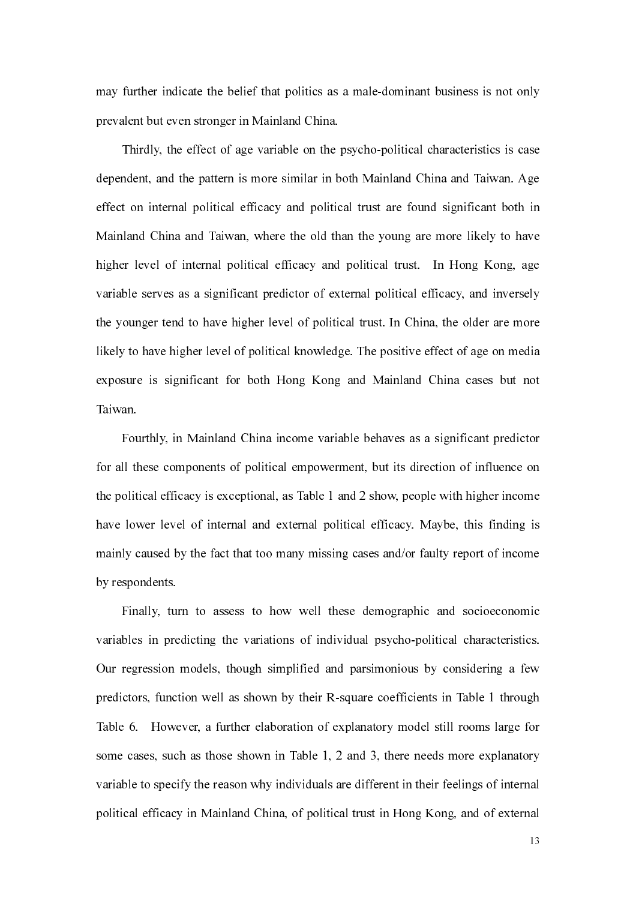may further indicate the belief that politics as a male-dominant business is not only prevalent but even stronger in Mainland China.

Thirdly, the effect of age variable on the psycho-political characteristics is case dependent, and the pattern is more similar in both Mainland China and Taiwan. Age effect on internal political efficacy and political trust are found significant both in Mainland China and Taiwan, where the old than the young are more likely to have higher level of internal political efficacy and political trust. In Hong Kong, age variable serves as a significant predictor of external political efficacy, and inversely the younger tend to have higher level of political trust. In China, the older are more likely to have higher level of political knowledge. The positive effect of age on media exposure is significant for both Hong Kong and Mainland China cases but not Taiwan.

Fourthly, in Mainland China income variable behaves as a significant predictor for all these components of political empowerment, but its direction of influence on the political efficacy is exceptional, as Table 1 and 2 show, people with higher income have lower level of internal and external political efficacy. Maybe, this finding is mainly caused by the fact that too many missing cases and/or faulty report of income by respondents.

Finally, turn to assess to how well these demographic and socioeconomic variables in predicting the variations of individual psycho-political characteristics. Our regression models, though simplified and parsimonious by considering a few predictors, function well as shown by their R-square coefficients in Table 1 through Table 6. However, a further elaboration of explanatory model still rooms large for some cases, such as those shown in Table 1, 2 and 3, there needs more explanatory variable to specify the reason why individuals are different in their feelings of internal political efficacy in Mainland China, of political trust in Hong Kong, and of external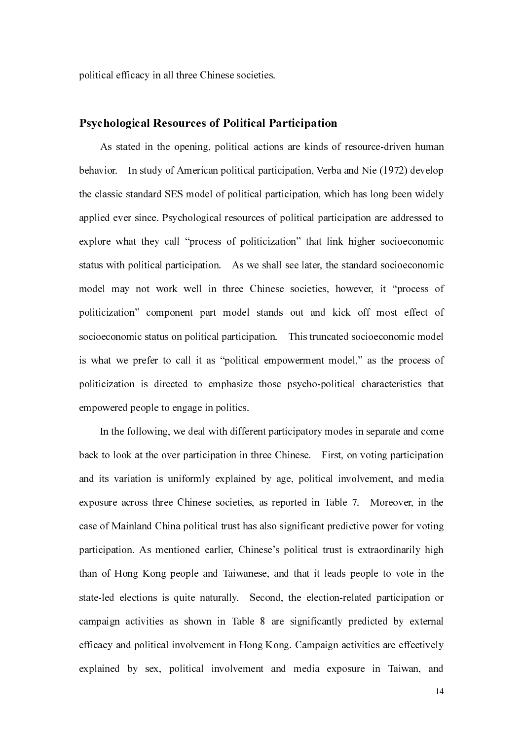political efficacy in all three Chinese societies.

## Psychological Resources of Political Participation

As stated in the opening, political actions are kinds of resource-driven human behavior. In study of American political participation, Verba and Nie (1972) develop the classic standard SES model of political participation, which has long been widely applied ever since. Psychological resources of political participation are addressed to explore what they call "process of politicization" that link higher socioeconomic status with political participation. As we shall see later, the standard socioeconomic model may not work well in three Chinese societies, however, it "process of politicization" component part model stands out and kick off most effect of socioeconomic status on political participation. This truncated socioeconomic model is what we prefer to call it as "political empowerment model," as the process of politicization is directed to emphasize those psycho-political characteristics that empowered people to engage in politics.

In the following, we deal with different participatory modes in separate and come back to look at the over participation in three Chinese. First, on voting participation and its variation is uniformly explained by age, political involvement, and media exposure across three Chinese societies, as reported in Table 7. Moreover, in the case of Mainland China political trust has also significant predictive power for voting participation. As mentioned earlier, Chinese's political trust is extraordinarily high than of Hong Kong people and Taiwanese, and that it leads people to vote in the state-led elections is quite naturally. Second, the election-related participation or campaign activities as shown in Table 8 are significantly predicted by external efficacy and political involvement in Hong Kong. Campaign activities are effectively explained by sex, political involvement and media exposure in Taiwan, and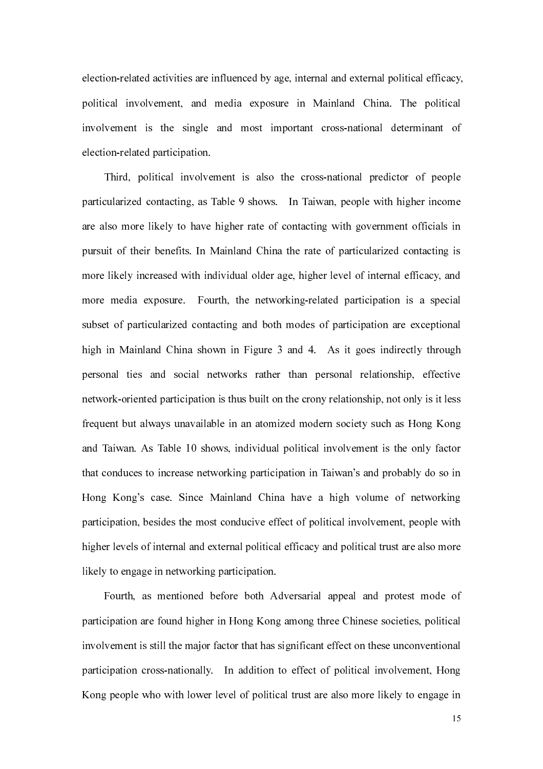election-related activities are influenced by age, internal and external political efficacy, political involvement, and media exposure in Mainland China. The political involvement is the single and most important cross-national determinant of election-related participation.

Third, political involvement is also the cross-national predictor of people particularized contacting, as Table 9 shows. In Taiwan, people with higher income are also more likely to have higher rate of contacting with government officials in pursuit of their benefits. In Mainland China the rate of particularized contacting is more likely increased with individual older age, higher level of internal efficacy, and more media exposure. Fourth, the networking-related participation is a special subset of particularized contacting and both modes of participation are exceptional high in Mainland China shown in Figure 3 and 4. As it goes indirectly through personal ties and social networks rather than personal relationship, effective network-oriented participation is thus built on the crony relationship, not only is it less frequent but always unavailable in an atomized modern society such as Hong Kong and Taiwan. As Table 10 shows, individual political involvement is the only factor that conduces to increase networking participation in Taiwan's and probably do so in Hong Kong's case. Since Mainland China have a high volume of networking participation, besides the most conducive effect of political involvement, people with higher levels of internal and external political efficacy and political trust are also more likely to engage in networking participation.

Fourth, as mentioned before both Adversarial appeal and protest mode of participation are found higher in Hong Kong among three Chinese societies, political involvement is still the major factor that has significant effect on these unconventional participation cross-nationally. In addition to effect of political involvement, Hong Kong people who with lower level of political trust are also more likely to engage in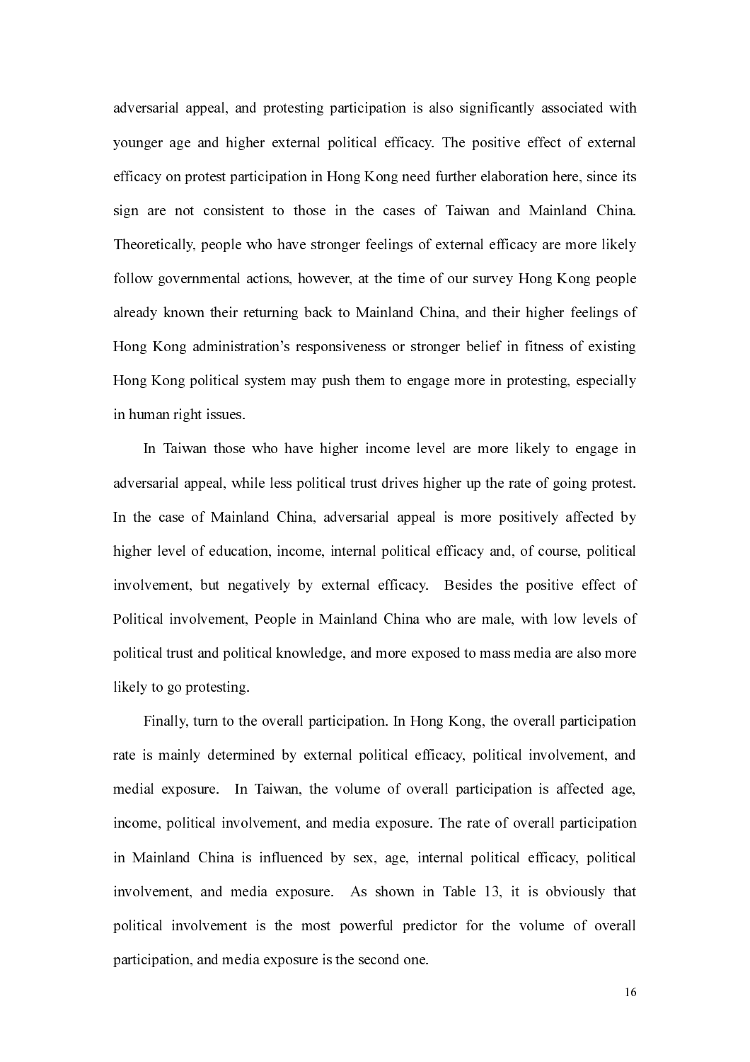adversarial appeal, and protesting participation is also significantly associated with younger age and higher external political efficacy. The positive effect of external efficacy on protest participation in Hong Kong need further elaboration here, since its sign are not consistent to those in the cases of Taiwan and Mainland China. Theoretically, people who have stronger feelings of external efficacy are more likely follow governmental actions, however, at the time of our survey Hong Kong people already known their returning back to Mainland China, and their higher feelings of Hong Kong administration's responsiveness or stronger belief in fitness of existing Hong Kong political system may push them to engage more in protesting, especially in human right issues.

In Taiwan those who have higher income level are more likely to engage in adversarial appeal, while less political trust drives higher up the rate of going protest. In the case of Mainland China, adversarial appeal is more positively affected by higher level of education, income, internal political efficacy and, of course, political involvement, but negatively by external efficacy. Besides the positive effect of Political involvement, People in Mainland China who are male, with low levels of political trust and political knowledge, and more exposed to mass media are also more likely to go protesting.

Finally, turn to the overall participation. In Hong Kong, the overall participation rate is mainly determined by external political efficacy, political involvement, and medial exposure. In Taiwan, the volume of overall participation is affected age, income, political involvement, and media exposure. The rate of overall participation in Mainland China is influenced by sex, age, internal political efficacy, political involvement, and media exposure. As shown in Table 13, it is obviously that political involvement is the most powerful predictor for the volume of overall participation, and media exposure is the second one.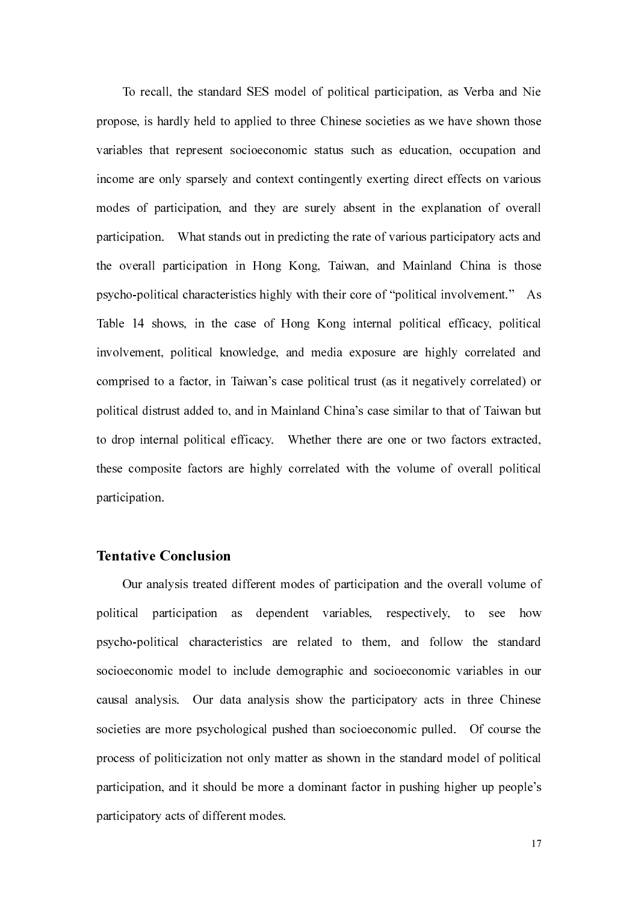To recall, the standard SES model of political participation, as Verba and Nie propose, is hardly held to applied to three Chinese societies as we have shown those variables that represent socioeconomic status such as education, occupation and income are only sparsely and context contingently exerting direct effects on various modes of participation, and they are surely absent in the explanation of overall participation. What stands out in predicting the rate of various participatory acts and the overall participation in Hong Kong, Taiwan, and Mainland China is those psycho-political characteristics highly with their core of "political involvement." As Table 14 shows, in the case of Hong Kong internal political efficacy, political involvement, political knowledge, and media exposure are highly correlated and comprised to a factor, in Taiwan's case political trust (as it negatively correlated) or political distrust added to, and in Mainland China's case similar to that of Taiwan but to drop internal political efficacy. Whether there are one or two factors extracted, these composite factors are highly correlated with the volume of overall political participation.

## Tentative Conclusion

Our analysis treated different modes of participation and the overall volume of political participation as dependent variables, respectively, to see how psycho-political characteristics are related to them, and follow the standard socioeconomic model to include demographic and socioeconomic variables in our causal analysis. Our data analysis show the participatory acts in three Chinese societies are more psychological pushed than socioeconomic pulled. Of course the process of politicization not only matter as shown in the standard model of political participation, and it should be more a dominant factor in pushing higher up people's participatory acts of different modes.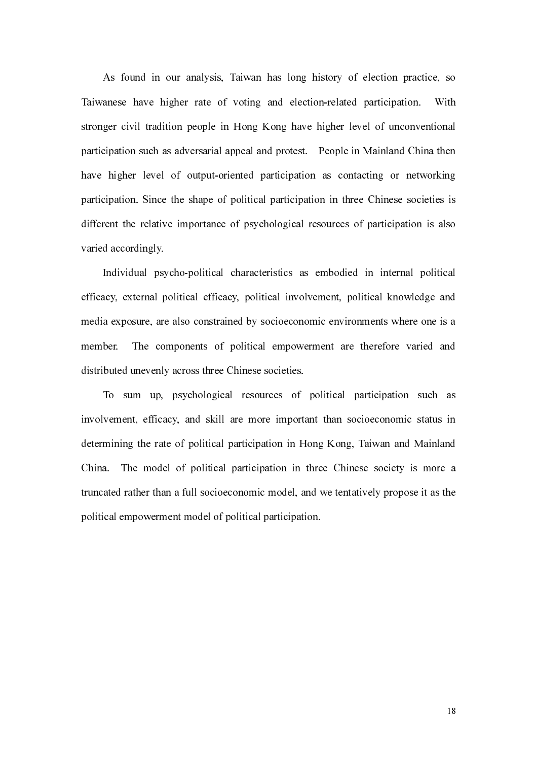As found in our analysis, Taiwan has long history of election practice, so Taiwanese have higher rate of voting and election-related participation. With stronger civil tradition people in Hong Kong have higher level of unconventional participation such as adversarial appeal and protest. People in Mainland China then have higher level of output-oriented participation as contacting or networking participation. Since the shape of political participation in three Chinese societies is different the relative importance of psychological resources of participation is also varied accordingly.

Individual psycho-political characteristics as embodied in internal political efficacy, external political efficacy, political involvement, political knowledge and media exposure, are also constrained by socioeconomic environments where one is a member. The components of political empowerment are therefore varied and distributed unevenly across three Chinese societies.

To sum up, psychological resources of political participation such as involvement, efficacy, and skill are more important than socioeconomic status in determining the rate of political participation in Hong Kong, Taiwan and Mainland China. The model of political participation in three Chinese society is more a truncated rather than a full socioeconomic model, and we tentatively propose it as the political empowerment model of political participation.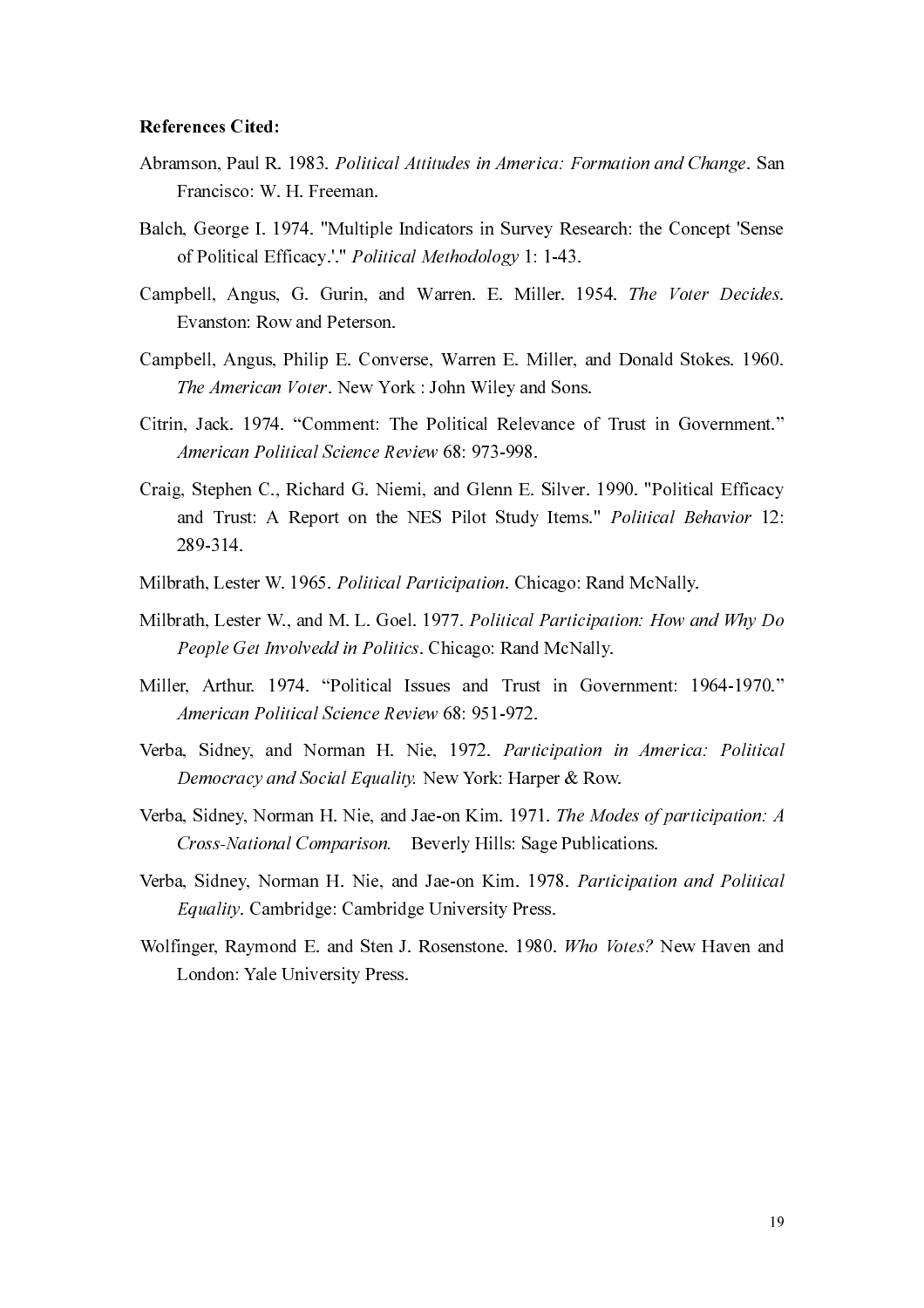**References Cited:**

Abramson, Paul R. 1983. *Political Attitudes in America: Formation and Change*. San Francisco: W. H. Freeman.

Balch, George I. 1974. "Multiple Indicators in Survey Research: the Concept 'Sense of Political Efficacy.'." *Political Methodology* 1: 1-43.

Campbell, Angus, G. Gurin, and Warren. E. Miller. 1954. *The Voter Decides*. Evanston: Row and Peterson.

Campbell, Angus, Philip E. Converse, Warren E. Miller, and Donald Stokes. 1960. *The American Voter*. New York : John Wiley and Sons.

Citrin, Jack. 1974. "Comment: The Political Relevance of Trust in Government." *American Political Science Review* 68: 973-998.

Craig, Stephen C., Richard G. Niemi, and Glenn E. Silver. 1990. "Political Efficacy and Trust: A Report on the NES Pilot Study Items." *Political Behavior* 12: 289-314.

Milbrath, Lester W. 1965. *Political Participation*. Chicago: Rand McNally.

Milbrath, Lester W., and M. L. Goel. 1977. *Political Participation: How and Why Do People Get Involvedd in Politics*. Chicago: Rand McNally.

Miller, Arthur. 1974. "Political Issues and Trust in Government: 1964-1970." *American Political Science Review* 68: 951-972.

Verba, Sidney, and Norman H. Nie, 1972. *Participation in America: Political Democracy and Social Equality.* New York: Harper & Row.

Verba, Sidney, Norman H. Nie, and Jae-on Kim. 1971. *The Modes of participation: A Cross-National Comparison.* Beverly Hills: Sage Publications.

Verba, Sidney, Norman H. Nie, and Jae-on Kim. 1978. *Participation and Political Equality*. Cambridge: Cambridge University Press.

Wolfinger, Raymond E. and Sten J. Rosenstone. 1980. *Who Votes?* New Haven and London: Yale University Press.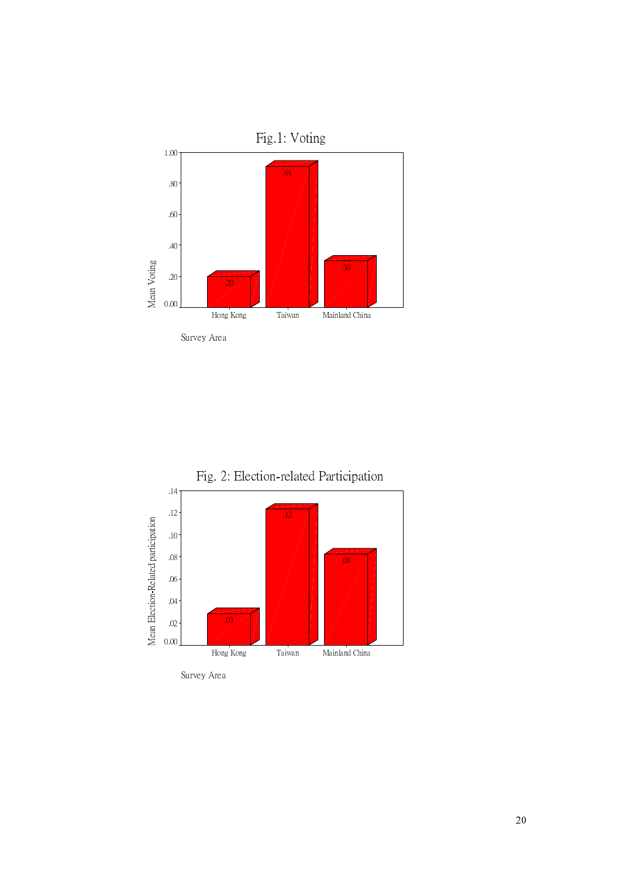Fig.1: Voting

| Survey Area | Mean Voting |
|---|---|
| Hong Kong | .20 |
| Taiwan | .91 |
| Mainland China | .30 |

Fig. 2: Election-related Participation

| Survey Area | Mean Election-Related participation |
|---|---|
| Hong Kong | .03 |
| Taiwan | .12 |
| Mainland China | .08 |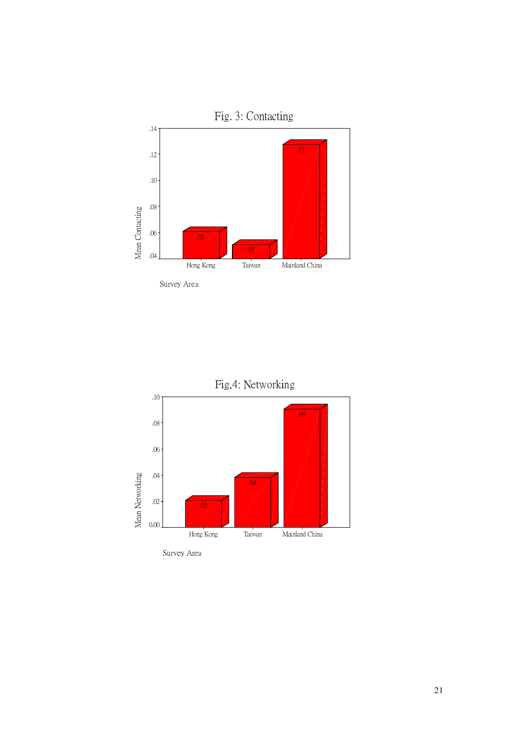Fig. 3: Contacting

| Survey Area | Mean Contacting |
|---|---|
| Hong Kong | .06 |
| Taiwan | .05 |
| Mainland China | .13 |

Fig.4: Networking

| Survey Area | Mean Networking |
|---|---|
| Hong Kong | .02 |
| Taiwan | .04 |
| Mainland China | .09 |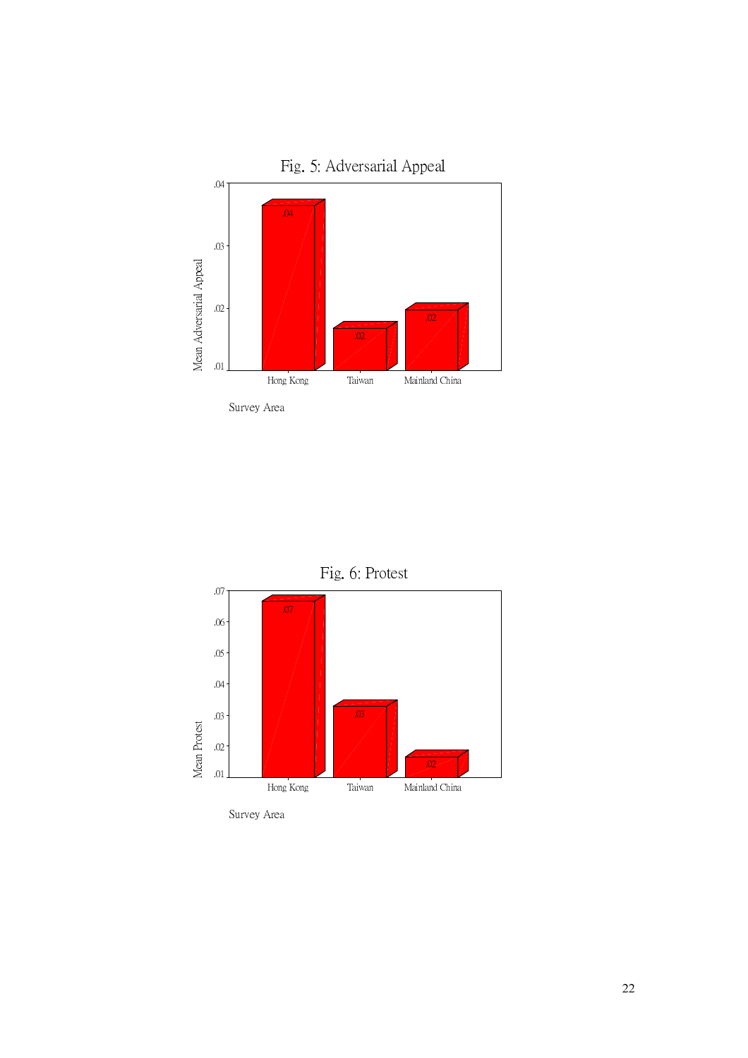Fig. 5: Adversarial Appeal

| Survey Area | Mean Adversarial Appeal |
|---|---|
| Hong Kong | .04 |
| Taiwan | .02 |
| Mainland China | .02 |

Fig. 6: Protest

| Survey Area | Mean Protest |
|---|---|
| Hong Kong | .07 |
| Taiwan | .03 |
| Mainland China | .02 |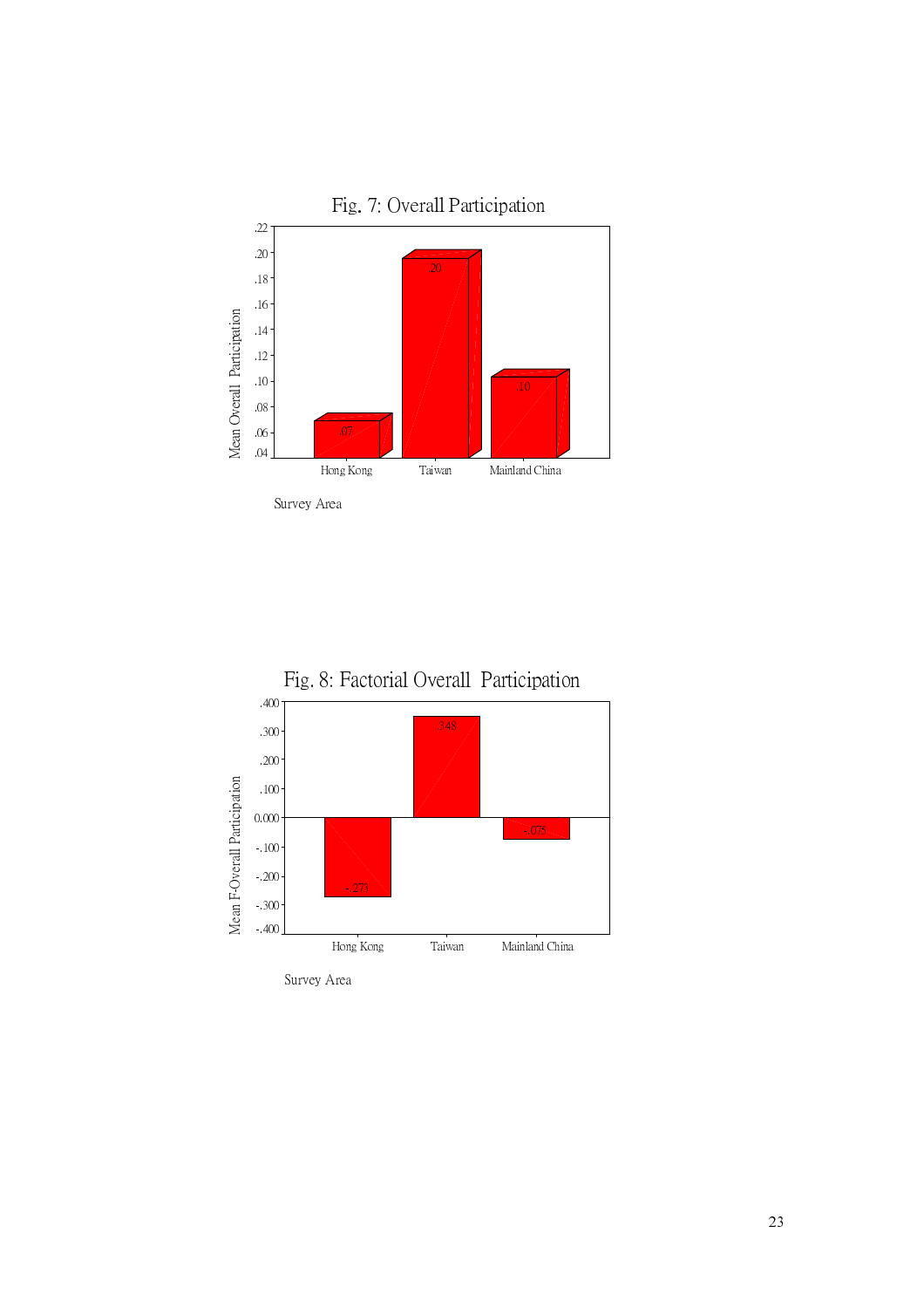Fig. 7: Overall Participation

| Survey Area | Mean Overall Participation |
|---|---|
| Hong Kong | .07 |
| Taiwan | .20 |
| Mainland China | .10 |

Fig. 8: Factorial Overall Participation

| Survey Area | Mean F-Overall Participation |
|---|---|
| Hong Kong | -.273 |
| Taiwan | .348 |
| Mainland China | -.075 |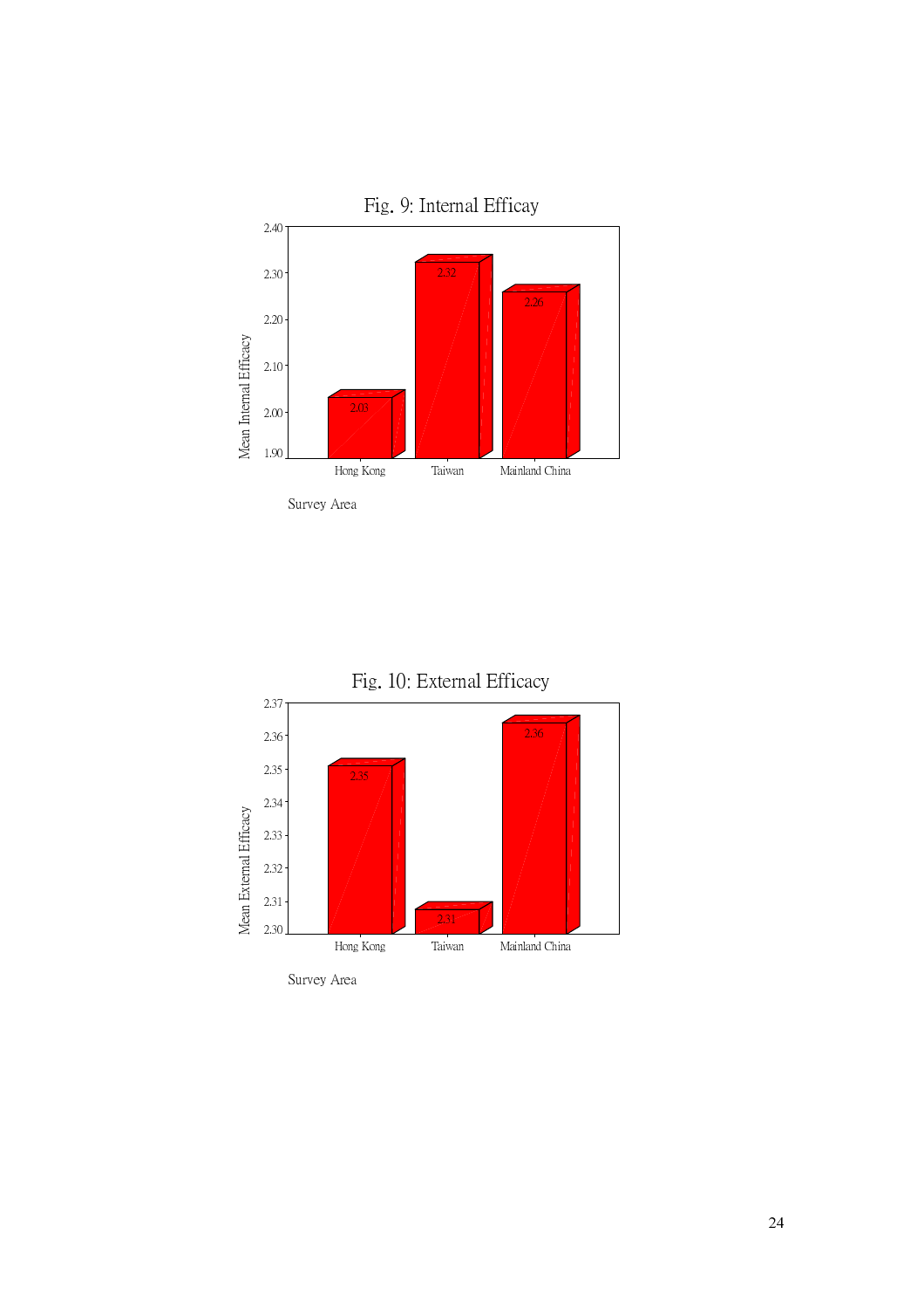Fig. 9: Internal Efficacy

| Survey Area | Mean Internal Efficacy |
|---|---|
| Hong Kong | 2.03 |
| Taiwan | 2.32 |
| Mainland China | 2.26 |

Fig. 10: External Efficacy

| Survey Area | Mean External Efficacy |
|---|---|
| Hong Kong | 2.35 |
| Taiwan | 2.31 |
| Mainland China | 2.36 |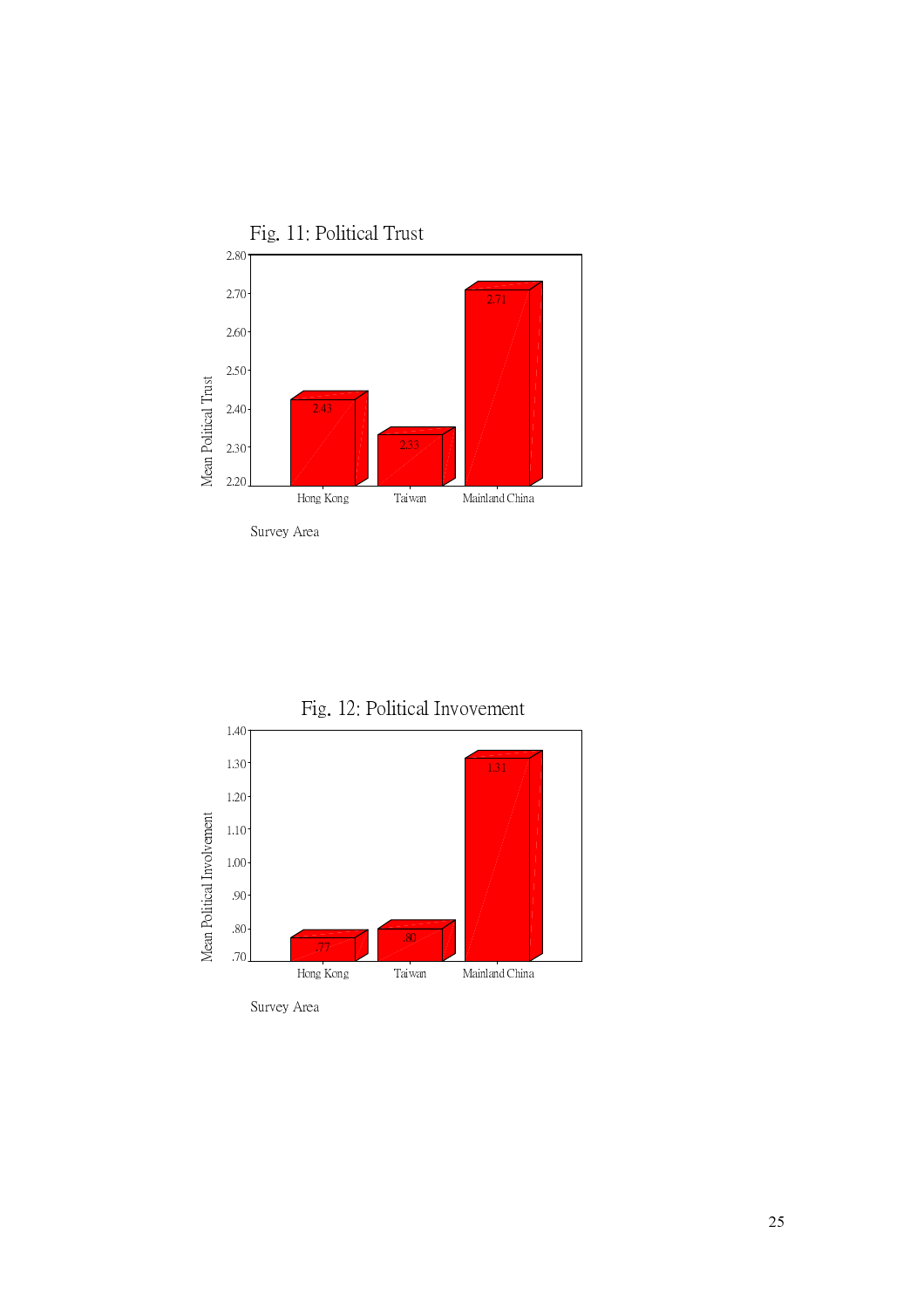Fig. 11: Political Trust

| Survey Area | Mean Political Trust |
|---|---|
| Hong Kong | 2.43 |
| Taiwan | 2.33 |
| Mainland China | 2.71 |

Fig. 12: Political Invovement

| Survey Area | Mean Political Involvement |
|---|---|
| Hong Kong | .77 |
| Taiwan | .80 |
| Mainland China | 1.31 |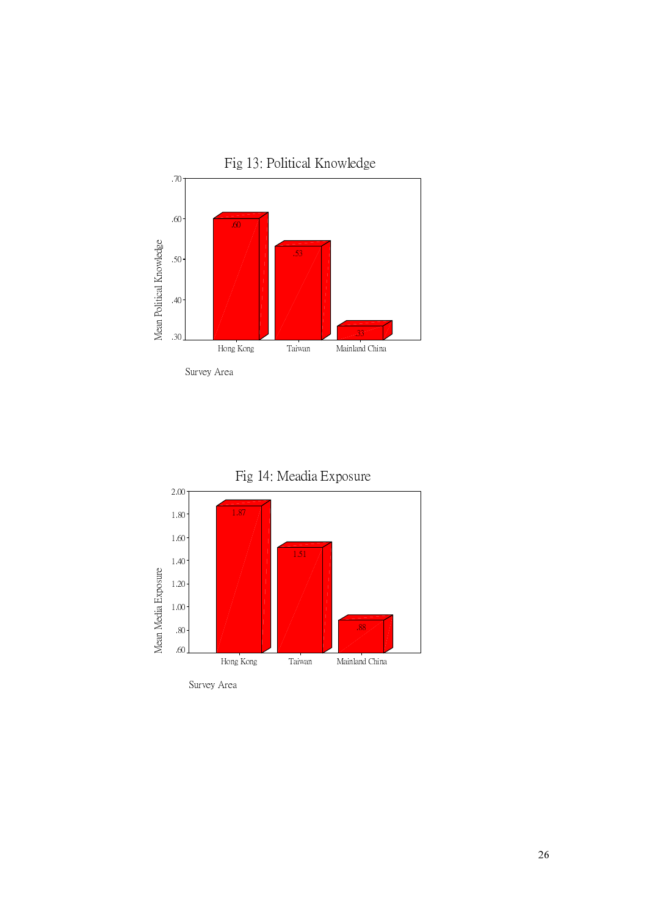Fig 13: Political Knowledge

| Survey Area | Mean Political Knowledge |
|---|---|
| Hong Kong | .60 |
| Taiwan | .53 |
| Mainland China | .33 |

Fig 14: Meadia Exposure

| Survey Area | Mean Media Exposure |
|---|---|
| Hong Kong | 1.87 |
| Taiwan | 1.51 |
| Mainland China | .88 |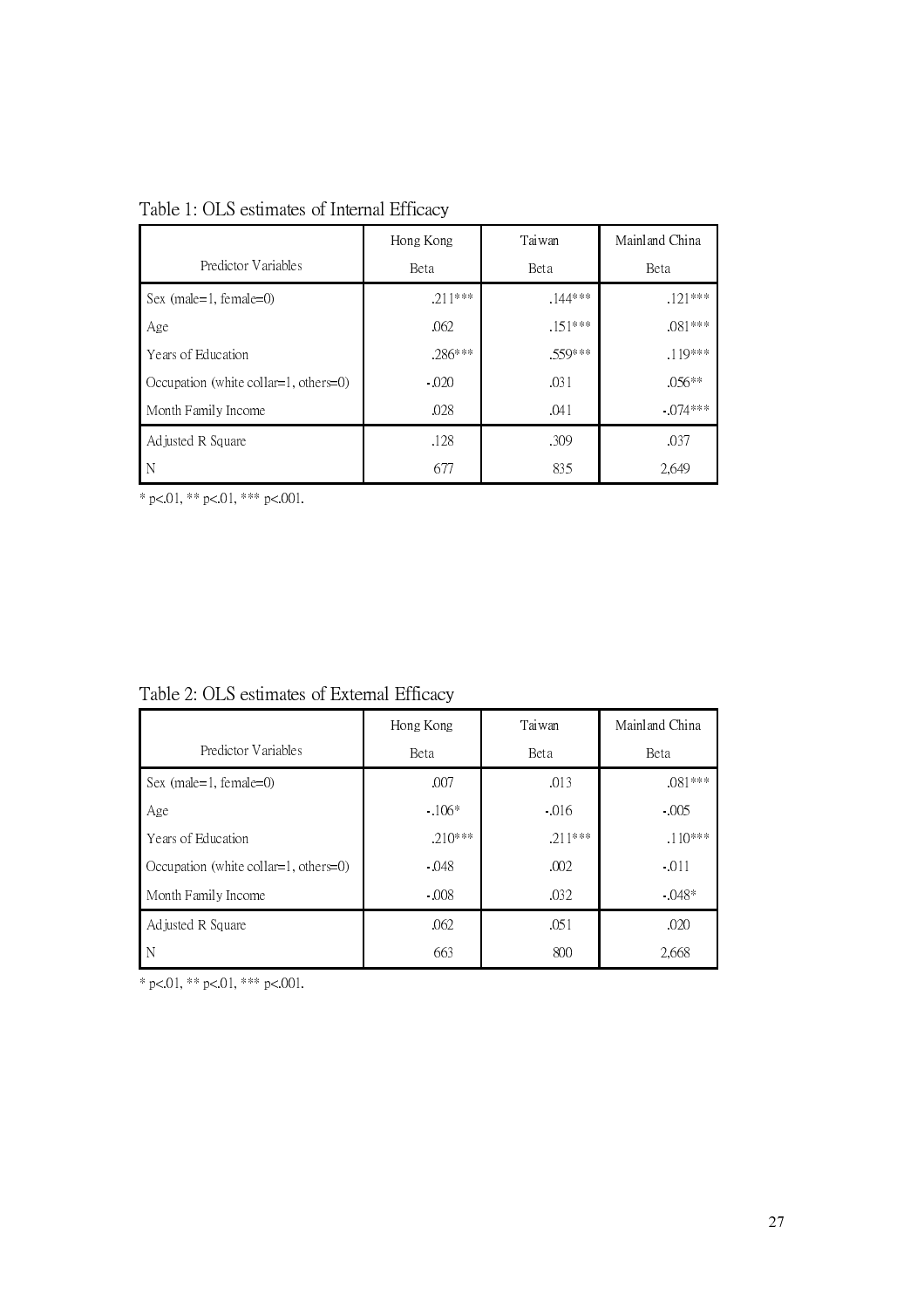Table 1: OLS estimates of Internal Efficacy

| Predictor Variables | Hong Kong Beta | Taiwan Beta | Mainland China Beta |
|---|---|---|---|
| Sex (male=1, female=0) | .211*** | .144*** | .121*** |
| Age | .062 | .151*** | .081*** |
| Years of Education | .286*** | .559*** | .119*** |
| Occupation (white collar=1, others=0) | -.020 | .031 | .056** |
| Month Family Income | .028 | .041 | -.074*** |
| Adjusted R Square | .128 | .309 | .037 |
| N | 677 | 835 | 2,649 |

* p<.01, ** p<.01, *** p<.001.

Table 2: OLS estimates of External Efficacy

| Predictor Variables | Hong Kong Beta | Taiwan Beta | Mainland China Beta |
|---|---|---|---|
| Sex (male=1, female=0) | .007 | .013 | .081*** |
| Age | -.106* | -.016 | -.005 |
| Years of Education | .210*** | .211*** | .110*** |
| Occupation (white collar=1, others=0) | -.048 | .002 | -.011 |
| Month Family Income | -.008 | .032 | -.048* |
| Adjusted R Square | .062 | .051 | .020 |
| N | 663 | 800 | 2,668 |

* p<.01, ** p<.01, *** p<.001.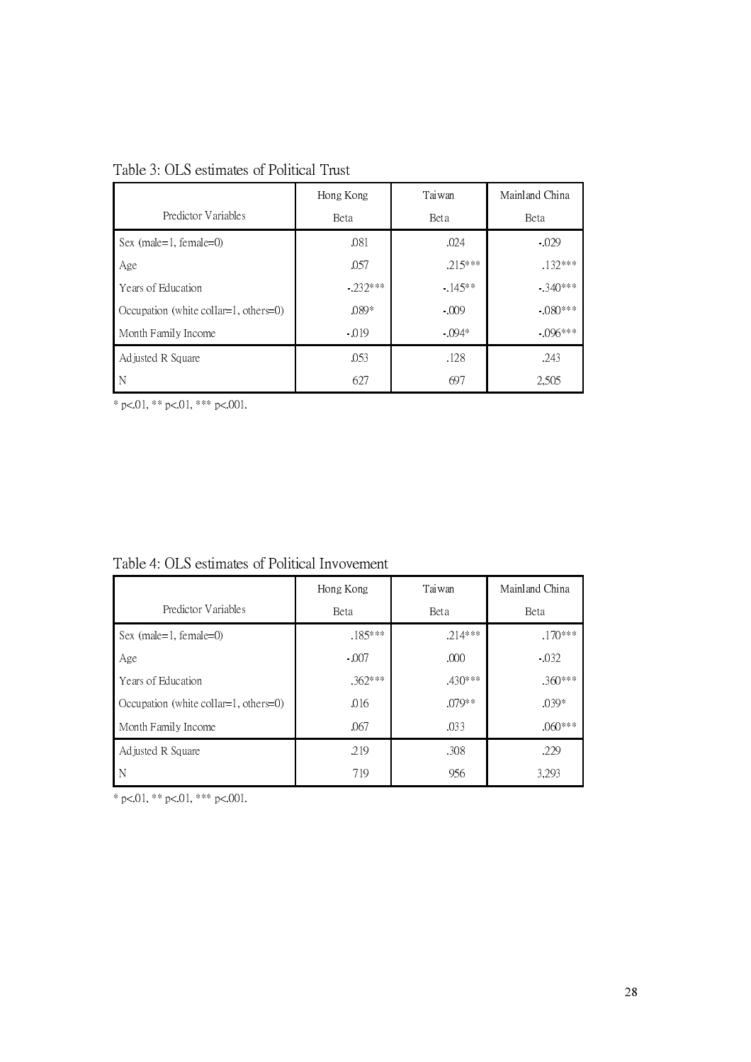Table 3: OLS estimates of Political Trust

| Predictor Variables | Hong Kong<br>Beta | Taiwan<br>Beta | Mainland China<br>Beta |
|---|---|---|---|
| Sex (male=1, female=0) | .081 | .024 | -.029 |
| Age | .057 | .215*** | .132*** |
| Years of Education | -.232*** | -.145** | -.340*** |
| Occupation (white collar=1, others=0) | .089* | -.009 | -.080*** |
| Month Family Income | -.019 | -.094* | -.096*** |
| Adjusted R Square | .053 | .128 | .243 |
| N | 627 | 697 | 2,505 |

* p<.01, ** p<.01, *** p<.001.

Table 4: OLS estimates of Political Invovement

| Predictor Variables | Hong Kong<br>Beta | Taiwan<br>Beta | Mainland China<br>Beta |
|---|---|---|---|
| Sex (male=1, female=0) | .185*** | .214*** | .170*** |
| Age | -.007 | .000 | -.032 |
| Years of Education | .362*** | .430*** | .360*** |
| Occupation (white collar=1, others=0) | .016 | .079** | .039* |
| Month Family Income | .067 | .033 | .060*** |
| Adjusted R Square | .219 | .308 | .229 |
| N | 719 | 956 | 3,293 |

* p<.01, ** p<.01, *** p<.001.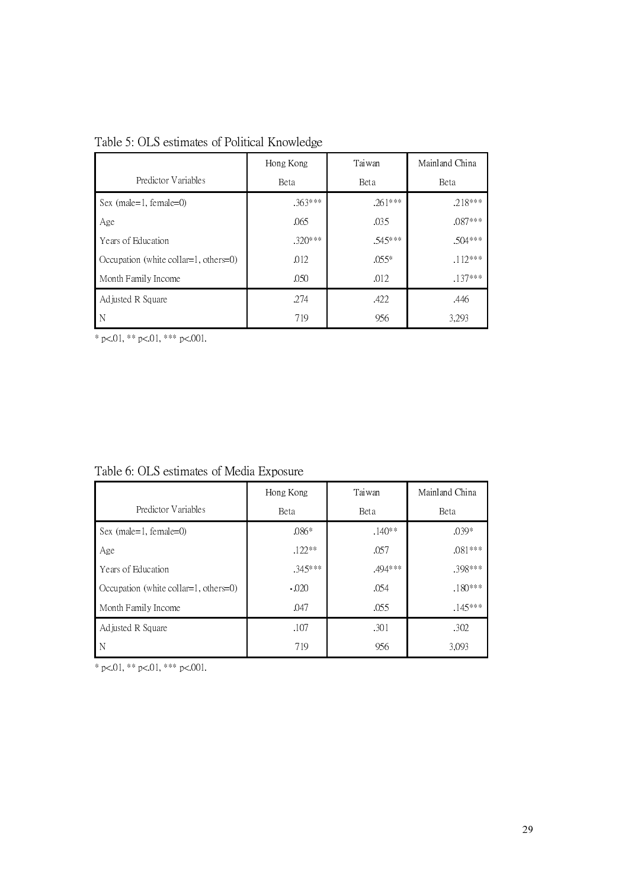Table 5: OLS estimates of Political Knowledge

| Predictor Variables | Hong Kong<br>Beta | Taiwan<br>Beta | Mainland China<br>Beta |
|---|---|---|---|
| Sex (male=1, female=0) | .363*** | .261*** | .218*** |
| Age | .065 | .035 | .087*** |
| Years of Education | .320*** | .545*** | .504*** |
| Occupation (white collar=1, others=0) | .012 | .055* | .112*** |
| Month Family Income | .050 | .012 | .137*** |
| Adjusted R Square | .274 | .422 | .446 |
| N | 719 | 956 | 3,293 |

* p<.01, ** p<.01, *** p<.001.

Table 6: OLS estimates of Media Exposure

| Predictor Variables | Hong Kong<br>Beta | Taiwan<br>Beta | Mainland China<br>Beta |
|---|---|---|---|
| Sex (male=1, female=0) | .086* | .140** | .039* |
| Age | .122** | .057 | .081*** |
| Years of Education | .345*** | .494*** | .398*** |
| Occupation (white collar=1, others=0) | -.020 | .054 | .180*** |
| Month Family Income | .047 | .055 | .145*** |
| Adjusted R Square | .107 | .301 | .302 |
| N | 719 | 956 | 3,093 |

* p<.01, ** p<.01, *** p<.001.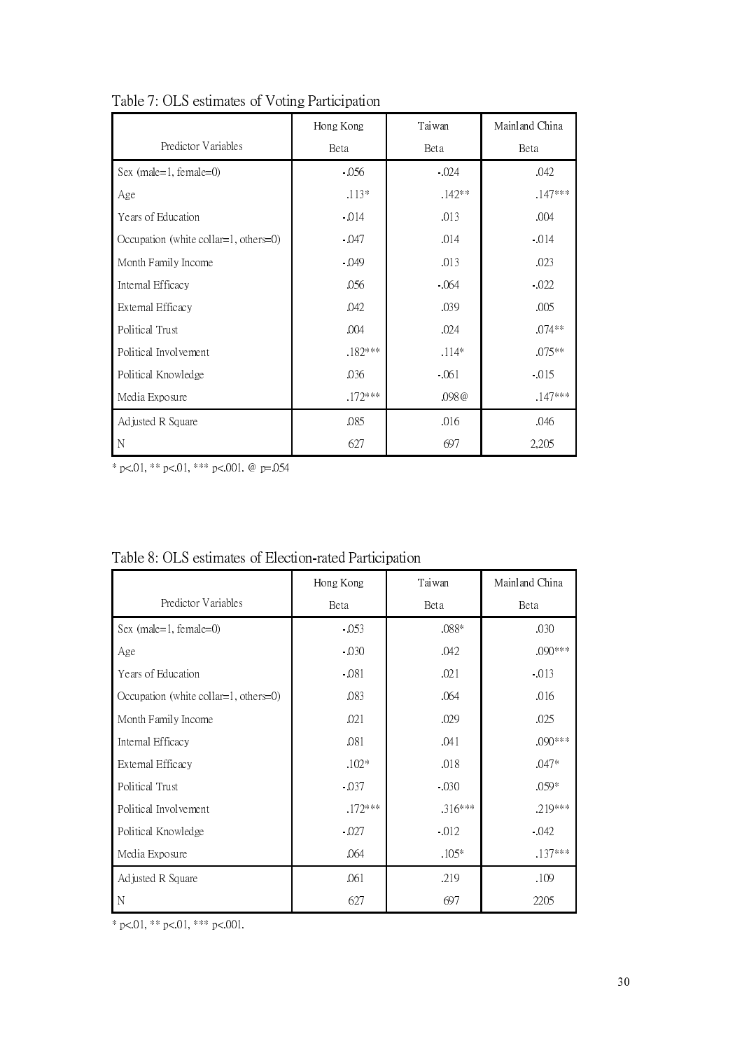Table 7: OLS estimates of Voting Participation

| Predictor Variables | Hong Kong<br>Beta | Taiwan<br>Beta | Mainland China<br>Beta |
|---|---|---|---|
| Sex (male=1, female=0) | -.056 | -.024 | .042 |
| Age | .113* | .142** | .147*** |
| Years of Education | -.014 | .013 | .004 |
| Occupation (white collar=1, others=0) | -.047 | .014 | -.014 |
| Month Family Income | -.049 | .013 | .023 |
| Internal Efficacy | .056 | -.064 | -.022 |
| External Efficacy | .042 | .039 | .005 |
| Political Trust | .004 | .024 | .074** |
| Political Involvement | .182*** | .114* | .075** |
| Political Knowledge | .036 | -.061 | -.015 |
| Media Exposure | .172*** | .098@ | .147*** |
| Adjusted R Square | .085 | .016 | .046 |
| N | 627 | 697 | 2,205 |

* p<.01, ** p<.01, *** p<.001. @ p=.054

Table 8: OLS estimates of Election-rated Participation

| Predictor Variables | Hong Kong<br>Beta | Taiwan<br>Beta | Mainland China<br>Beta |
|---|---|---|---|
| Sex (male=1, female=0) | -.053 | .088* | .030 |
| Age | -.030 | .042 | .090*** |
| Years of Education | -.081 | .021 | -.013 |
| Occupation (white collar=1, others=0) | .083 | .064 | .016 |
| Month Family Income | .021 | .029 | .025 |
| Internal Efficacy | .081 | .041 | .090*** |
| External Efficacy | .102* | .018 | .047* |
| Political Trust | -.037 | -.030 | .059* |
| Political Involvement | .172*** | .316*** | .219*** |
| Political Knowledge | -.027 | -.012 | -.042 |
| Media Exposure | .064 | .105* | .137*** |
| Adjusted R Square | .061 | .219 | .109 |
| N | 627 | 697 | 2205 |

* p<.01, ** p<.01, *** p<.001.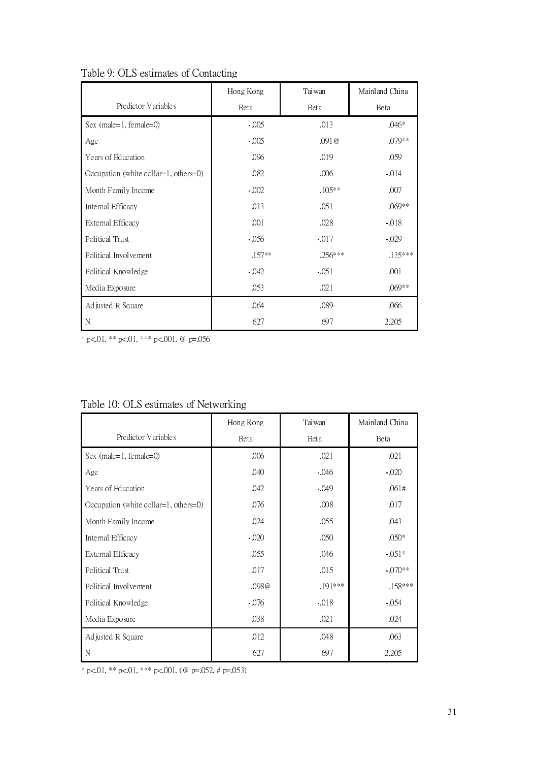Table 9: OLS estimates of Contacting

| Predictor Variables | Hong Kong Beta | Taiwan Beta | Mainland China Beta |
|---|---|---|---|
| Sex (male=1, female=0) | -.005 | .013 | .046* |
| Age | -.005 | .091@ | .079** |
| Years of Education | .096 | .019 | .059 |
| Occupation (white collar=1, others=0) | .082 | .006 | -.014 |
| Month Family Income | -.002 | .105** | .007 |
| Internal Efficacy | .013 | .051 | .069** |
| External Efficacy | .001 | .028 | -.018 |
| Political Trust | -.056 | -.017 | -.029 |
| Political Involvement | .157** | .256*** | .135*** |
| Political Knowledge | -.042 | -.051 | .001 |
| Media Exposure | .053 | .021 | .069** |
| Adjusted R Square | .064 | .089 | .066 |
| N | 627 | 697 | 2,205 |

* p<.01, ** p<.01, *** p<.001. @ p=.056

Table 10: OLS estimates of Networking

| Predictor Variables | Hong Kong Beta | Taiwan Beta | Mainland China Beta |
|---|---|---|---|
| Sex (male=1, female=0) | .006 | .021 | .021 |
| Age | .040 | -.046 | -.020 |
| Years of Education | .042 | -.049 | .061# |
| Occupation (white collar=1, others=0) | .076 | .008 | .017 |
| Month Family Income | .024 | .055 | .043 |
| Internal Efficacy | -.020 | .050 | .050* |
| External Efficacy | .055 | .046 | -.051* |
| Political Trust | .017 | .015 | -.070** |
| Political Involvement | .098@ | .191*** | .158*** |
| Political Knowledge | -.076 | -.018 | -.054 |
| Media Exposure | .038 | .021 | .024 |
| Adjusted R Square | .012 | .048 | .063 |
| N | 627 | 697 | 2,205 |

* p<.01, ** p<.01, *** p<.001. (@ p=.052, # p=.053)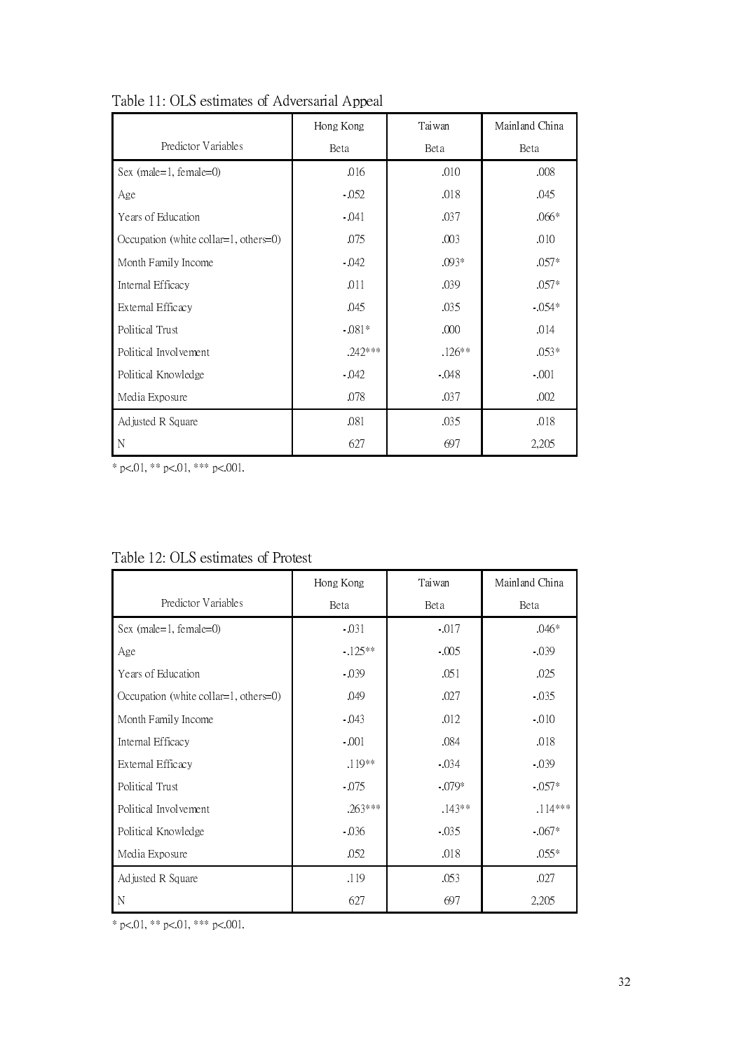Table 11: OLS estimates of Adversarial Appeal

| Predictor Variables | Hong Kong Beta | Taiwan Beta | Mainland China Beta |
|---|---|---|---|
| Sex (male=1, female=0) | .016 | .010 | .008 |
| Age | -.052 | .018 | .045 |
| Years of Education | -.041 | .037 | .066* |
| Occupation (white collar=1, others=0) | .075 | .003 | .010 |
| Month Family Income | -.042 | .093* | .057* |
| Internal Efficacy | .011 | .039 | .057* |
| External Efficacy | .045 | .035 | -.054* |
| Political Trust | -.081* | .000 | .014 |
| Political Involvement | .242*** | .126** | .053* |
| Political Knowledge | -.042 | -.048 | -.001 |
| Media Exposure | .078 | .037 | .002 |
| Adjusted R Square | .081 | .035 | .018 |
| N | 627 | 697 | 2,205 |

\* p<.01, ** p<.01, *** p<.001.

Table 12: OLS estimates of Protest

| Predictor Variables | Hong Kong Beta | Taiwan Beta | Mainland China Beta |
|---|---|---|---|
| Sex (male=1, female=0) | -.031 | -.017 | .046* |
| Age | -.125** | -.005 | -.039 |
| Years of Education | -.039 | .051 | .025 |
| Occupation (white collar=1, others=0) | .049 | .027 | -.035 |
| Month Family Income | -.043 | .012 | -.010 |
| Internal Efficacy | -.001 | .084 | .018 |
| External Efficacy | .119** | -.034 | -.039 |
| Political Trust | -.075 | -.079* | -.057* |
| Political Involvement | .263*** | .143** | .114*** |
| Political Knowledge | -.036 | -.035 | -.067* |
| Media Exposure | .052 | .018 | .055* |
| Adjusted R Square | .119 | .053 | .027 |
| N | 627 | 697 | 2,205 |

\* p<.01, ** p<.01, *** p<.001.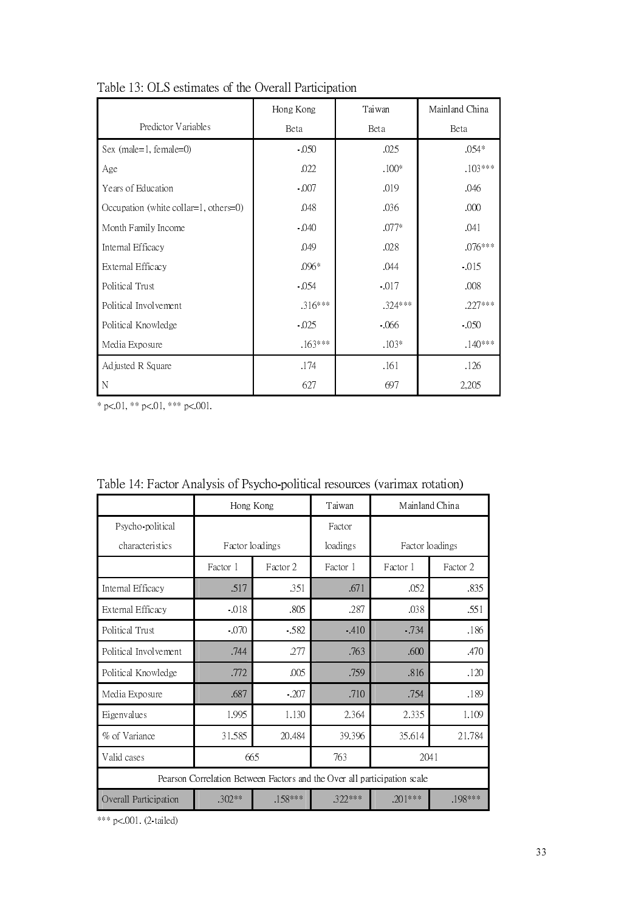Table 13: OLS estimates of the Overall Participation

| Predictor Variables | Hong Kong<br>Beta | Taiwan<br>Beta | Mainland China<br>Beta |
|---|---|---|---|
| Sex (male=1, female=0) | -.050 | .025 | .054* |
| Age | .022 | .100* | .103*** |
| Years of Education | -.007 | .019 | .046 |
| Occupation (white collar=1, others=0) | .048 | .036 | .000 |
| Month Family Income | -.040 | .077* | .041 |
| Internal Efficacy | .049 | .028 | .076*** |
| External Efficacy | .096* | .044 | -.015 |
| Political Trust | -.054 | -.017 | .008 |
| Political Involvement | .316*** | .324*** | .227*** |
| Political Knowledge | -.025 | -.066 | -.050 |
| Media Exposure | .163*** | .103* | .140*** |
| Adjusted R Square | .174 | .161 | .126 |
| N | 627 | 697 | 2,205 |

* p<.01, ** p<.01, *** p<.001.

Table 14: Factor Analysis of Psycho-political resources (varimax rotation)

| | Hong Kong | | Taiwan | Mainland China | |
|---|---|---|---|---|---|
| Psycho-political characteristics | Factor loadings | | Factor loadings | Factor loadings | |
| | Factor 1 | Factor 2 | Factor 1 | Factor 1 | Factor 2 |
| Internal Efficacy | .517 | .351 | .671 | .052 | .835 |
| External Efficacy | -.018 | .805 | .287 | .038 | .551 |
| Political Trust | -.070 | -.582 | -.410 | -.734 | .186 |
| Political Involvement | .744 | .277 | .763 | .600 | .470 |
| Political Knowledge | .772 | .005 | .759 | .816 | .120 |
| Media Exposure | .687 | -.207 | .710 | .754 | .189 |
| Eigenvalues | 1.995 | 1.130 | 2.364 | 2.335 | 1.109 |
| % of Variance | 31.585 | 20.484 | 39.396 | 35.614 | 21.784 |
| Valid cases | 665 | | 763 | 2041 | |
| Pearson Correlation Between Factors and the Over all participation scale | | | | | |
| Overall Participation | .302** | .158*** | .322*** | .201*** | .198*** |

*** p<.001. (2-tailed)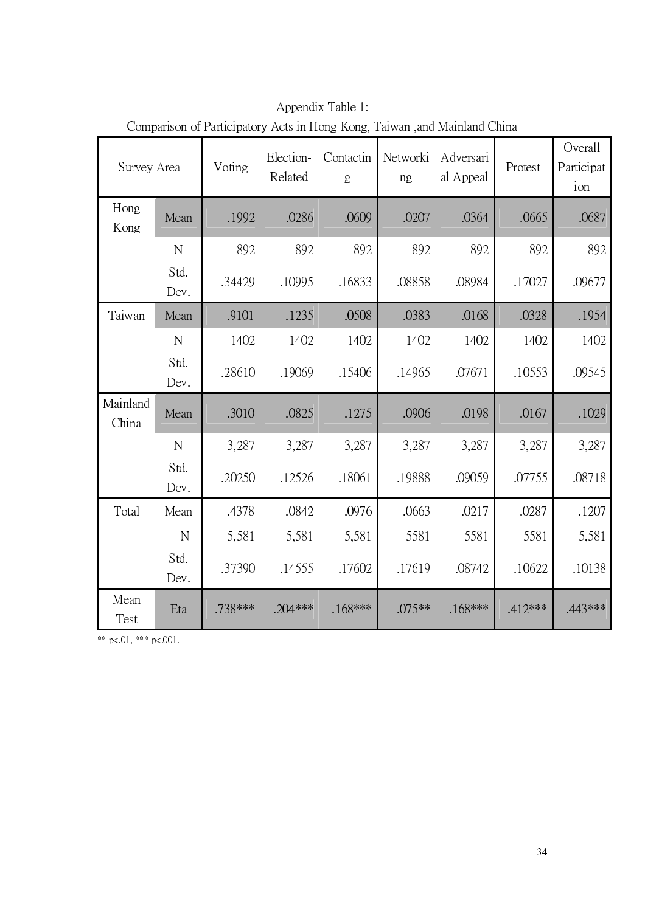Appendix Table 1:
Comparison of Participatory Acts in Hong Kong, Taiwan ,and Mainland China

| Survey Area | | Voting | Election-Related | Contacting | Networking | Adversarial Appeal | Protest | Overall Participation |
|---|---|---|---|---|---|---|---|---|
| Hong Kong | Mean | .1992 | .0286 | .0609 | .0207 | .0364 | .0665 | .0687 |
| | N | 892 | 892 | 892 | 892 | 892 | 892 | 892 |
| | Std. Dev. | .34429 | .10995 | .16833 | .08858 | .08984 | .17027 | .09677 |
| Taiwan | Mean | .9101 | .1235 | .0508 | .0383 | .0168 | .0328 | .1954 |
| | N | 1402 | 1402 | 1402 | 1402 | 1402 | 1402 | 1402 |
| | Std. Dev. | .28610 | .19069 | .15406 | .14965 | .07671 | .10553 | .09545 |
| Mainland China | Mean | .3010 | .0825 | .1275 | .0906 | .0198 | .0167 | .1029 |
| | N | 3,287 | 3,287 | 3,287 | 3,287 | 3,287 | 3,287 | 3,287 |
| | Std. Dev. | .20250 | .12526 | .18061 | .19888 | .09059 | .07755 | .08718 |
| Total | Mean | .4378 | .0842 | .0976 | .0663 | .0217 | .0287 | .1207 |
| | N | 5,581 | 5,581 | 5,581 | 5581 | 5581 | 5581 | 5,581 |
| | Std. Dev. | .37390 | .14555 | .17602 | .17619 | .08742 | .10622 | .10138 |
| Mean Test | Eta | .738*** | .204*** | .168*** | .075** | .168*** | .412*** | .443*** |

** p<.01, *** p<.001.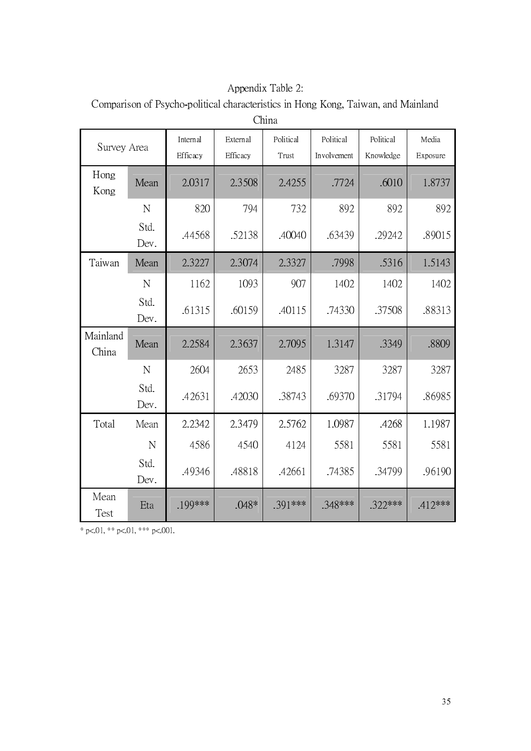Appendix Table 2:
Comparison of Psycho-political characteristics in Hong Kong, Taiwan, and Mainland China

| Survey Area | | Internal Efficacy | External Efficacy | Political Trust | Political Involvement | Political Knowledge | Media Exposure |
|---|---|---|---|---|---|---|---|
| Hong Kong | Mean | 2.0317 | 2.3508 | 2.4255 | .7724 | .6010 | 1.8737 |
| | N | 820 | 794 | 732 | 892 | 892 | 892 |
| | Std. Dev. | .44568 | .52138 | .40040 | .63439 | .29242 | .89015 |
| Taiwan | Mean | 2.3227 | 2.3074 | 2.3327 | .7998 | .5316 | 1.5143 |
| | N | 1162 | 1093 | 907 | 1402 | 1402 | 1402 |
| | Std. Dev. | .61315 | .60159 | .40115 | .74330 | .37508 | .88313 |
| Mainland China | Mean | 2.2584 | 2.3637 | 2.7095 | 1.3147 | .3349 | .8809 |
| | N | 2604 | 2653 | 2485 | 3287 | 3287 | 3287 |
| | Std. Dev. | .42631 | .42030 | .38743 | .69370 | .31794 | .86985 |
| Total | Mean | 2.2342 | 2.3479 | 2.5762 | 1.0987 | .4268 | 1.1987 |
| | N | 4586 | 4540 | 4124 | 5581 | 5581 | 5581 |
| | Std. Dev. | .49346 | .48818 | .42661 | .74385 | .34799 | .96190 |
| Mean Test | Eta | .199*** | .048* | .391*** | .348*** | .322*** | .412*** |

* $p<.01$, ** $p<.01$, *** $p<.001$.